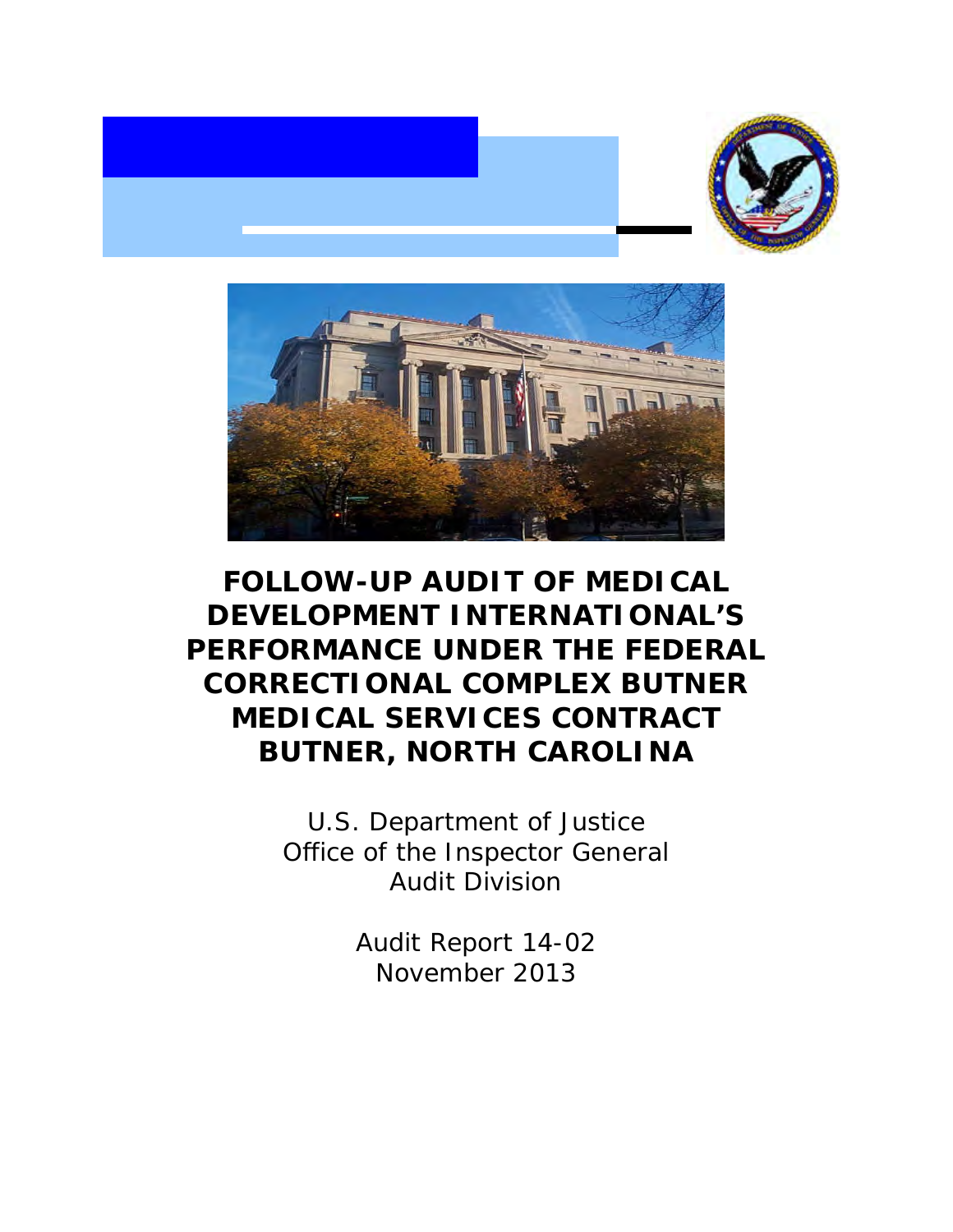# FOLLOW-UP AUDIT OF MEDICAL DEVELOPMENT INTERNATIONAL'S PERFORMANCE UNDER THE FEDERAL CORRECTIONAL COMPLEX BUTNER MEDICAL SERVICES CONTRACT BUTNER, NORTH CAROLINA

U.S. Department of Justice
Office of the Inspector General
Audit Division

Audit Report 14-02
November 2013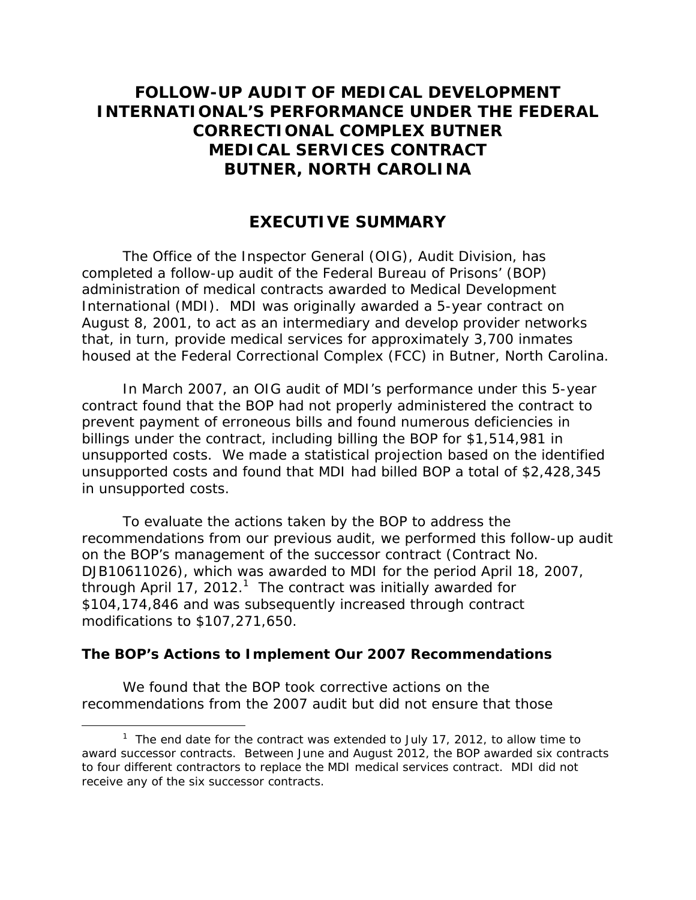# FOLLOW-UP AUDIT OF MEDICAL DEVELOPMENT INTERNATIONAL'S PERFORMANCE UNDER THE FEDERAL CORRECTIONAL COMPLEX BUTNER MEDICAL SERVICES CONTRACT BUTNER, NORTH CAROLINA

## EXECUTIVE SUMMARY

The Office of the Inspector General (OIG), Audit Division, has completed a follow-up audit of the Federal Bureau of Prisons' (BOP) administration of medical contracts awarded to Medical Development International (MDI). MDI was originally awarded a 5-year contract on August 8, 2001, to act as an intermediary and develop provider networks that, in turn, provide medical services for approximately 3,700 inmates housed at the Federal Correctional Complex (FCC) in Butner, North Carolina.

In March 2007, an OIG audit of MDI's performance under this 5-year contract found that the BOP had not properly administered the contract to prevent payment of erroneous bills and found numerous deficiencies in billings under the contract, including billing the BOP for $1,514,981 in unsupported costs. We made a statistical projection based on the identified unsupported costs and found that MDI had billed BOP a total of $2,428,345 in unsupported costs.

To evaluate the actions taken by the BOP to address the recommendations from our previous audit, we performed this follow-up audit on the BOP's management of the successor contract (Contract No. DJB10611026), which was awarded to MDI for the period April 18, 2007, through April 17, 2012.[1] The contract was initially awarded for $104,174,846 and was subsequently increased through contract modifications to $107,271,650.

### The BOP's Actions to Implement Our 2007 Recommendations

We found that the BOP took corrective actions on the recommendations from the 2007 audit but did not ensure that those

[1] The end date for the contract was extended to July 17, 2012, to allow time to award successor contracts. Between June and August 2012, the BOP awarded six contracts to four different contractors to replace the MDI medical services contract. MDI did not receive any of the six successor contracts.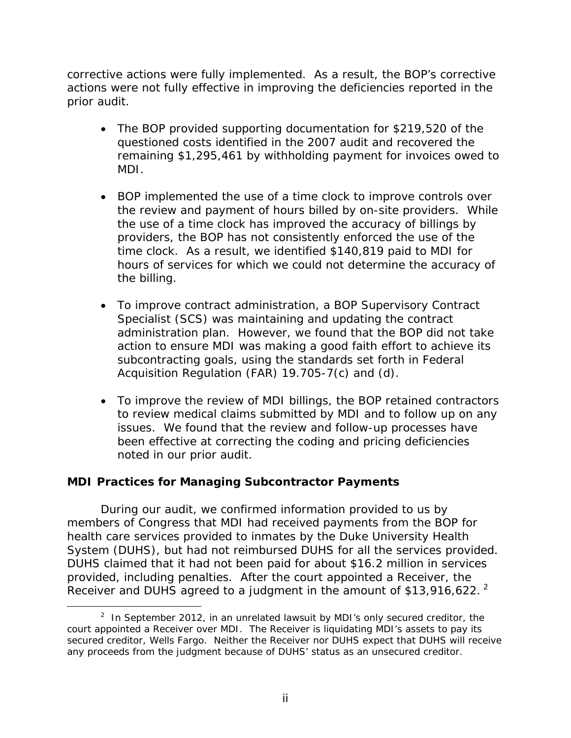corrective actions were fully implemented. As a result, the BOP's corrective actions were not fully effective in improving the deficiencies reported in the prior audit.

- The BOP provided supporting documentation for $219,520 of the questioned costs identified in the 2007 audit and recovered the remaining $1,295,461 by withholding payment for invoices owed to MDI.
- BOP implemented the use of a time clock to improve controls over the review and payment of hours billed by on-site providers. While the use of a time clock has improved the accuracy of billings by providers, the BOP has not consistently enforced the use of the time clock. As a result, we identified $140,819 paid to MDI for hours of services for which we could not determine the accuracy of the billing.
- To improve contract administration, a BOP Supervisory Contract Specialist (SCS) was maintaining and updating the contract administration plan. However, we found that the BOP did not take action to ensure MDI was making a good faith effort to achieve its subcontracting goals, using the standards set forth in Federal Acquisition Regulation (FAR) 19.705-7(c) and (d).
- To improve the review of MDI billings, the BOP retained contractors to review medical claims submitted by MDI and to follow up on any issues. We found that the review and follow-up processes have been effective at correcting the coding and pricing deficiencies noted in our prior audit.

**MDI Practices for Managing Subcontractor Payments**

During our audit, we confirmed information provided to us by members of Congress that MDI had received payments from the BOP for health care services provided to inmates by the Duke University Health System (DUHS), but had not reimbursed DUHS for all the services provided. DUHS claimed that it had not been paid for about $16.2 million in services provided, including penalties. After the court appointed a Receiver, the Receiver and DUHS agreed to a judgment in the amount of $13,916,622. [2]

[2] In September 2012, in an unrelated lawsuit by MDI's only secured creditor, the court appointed a Receiver over MDI. The Receiver is liquidating MDI's assets to pay its secured creditor, Wells Fargo. Neither the Receiver nor DUHS expect that DUHS will receive any proceeds from the judgment because of DUHS' status as an unsecured creditor.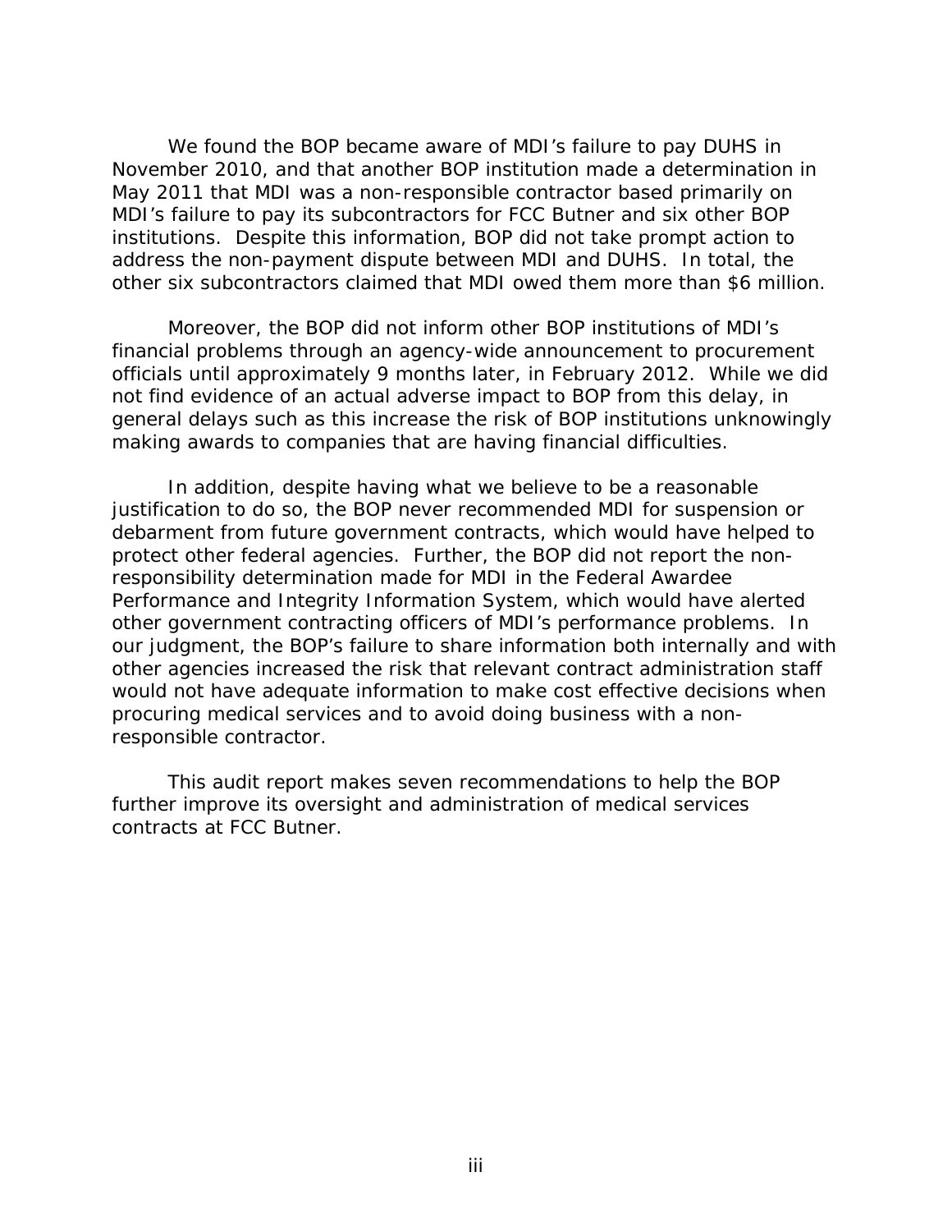We found the BOP became aware of MDI's failure to pay DUHS in November 2010, and that another BOP institution made a determination in May 2011 that MDI was a non-responsible contractor based primarily on MDI's failure to pay its subcontractors for FCC Butner and six other BOP institutions. Despite this information, BOP did not take prompt action to address the non-payment dispute between MDI and DUHS. In total, the other six subcontractors claimed that MDI owed them more than $6 million.

Moreover, the BOP did not inform other BOP institutions of MDI's financial problems through an agency-wide announcement to procurement officials until approximately 9 months later, in February 2012. While we did not find evidence of an actual adverse impact to BOP from this delay, in general delays such as this increase the risk of BOP institutions unknowingly making awards to companies that are having financial difficulties.

In addition, despite having what we believe to be a reasonable justification to do so, the BOP never recommended MDI for suspension or debarment from future government contracts, which would have helped to protect other federal agencies. Further, the BOP did not report the non-responsibility determination made for MDI in the Federal Awardee Performance and Integrity Information System, which would have alerted other government contracting officers of MDI's performance problems. In our judgment, the BOP's failure to share information both internally and with other agencies increased the risk that relevant contract administration staff would not have adequate information to make cost effective decisions when procuring medical services and to avoid doing business with a non-responsible contractor.

This audit report makes seven recommendations to help the BOP further improve its oversight and administration of medical services contracts at FCC Butner.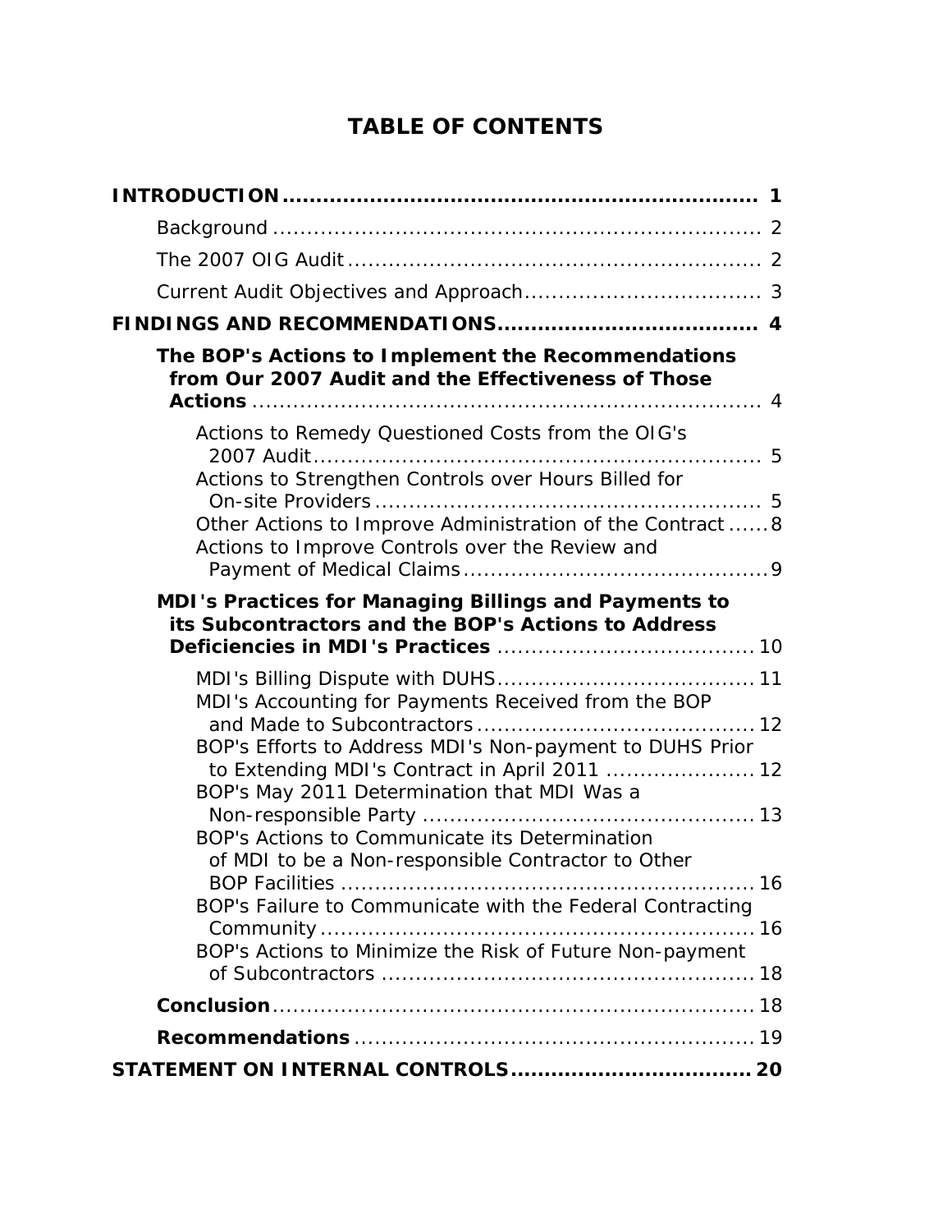# TABLE OF CONTENTS

**INTRODUCTION** .......................................................................... 1

Background ........................................................................ 2

The 2007 OIG Audit ............................................................. 2

Current Audit Objectives and Approach .................................. 3

**FINDINGS AND RECOMMENDATIONS** ...................................... 4

**The BOP's Actions to Implement the Recommendations from Our 2007 Audit and the Effectiveness of Those Actions** ........................................................................ 4

Actions to Remedy Questioned Costs from the OIG's 2007 Audit ................................................................. 5

Actions to Strengthen Controls over Hours Billed for On-site Providers ........................................................ 5

Other Actions to Improve Administration of the Contract ...... 8

Actions to Improve Controls over the Review and Payment of Medical Claims ............................................ 9

**MDI's Practices for Managing Billings and Payments to its Subcontractors and the BOP's Actions to Address Deficiencies in MDI's Practices** ..................................... 10

MDI's Billing Dispute with DUHS ..................................... 11

MDI's Accounting for Payments Received from the BOP and Made to Subcontractors ........................................ 12

BOP's Efforts to Address MDI's Non-payment to DUHS Prior to Extending MDI's Contract in April 2011 ...................... 12

BOP's May 2011 Determination that MDI Was a Non-responsible Party ................................................. 13

BOP's Actions to Communicate its Determination of MDI to be a Non-responsible Contractor to Other BOP Facilities ............................................................. 16

BOP's Failure to Communicate with the Federal Contracting Community ............................................................... 16

BOP's Actions to Minimize the Risk of Future Non-payment of Subcontractors ...................................................... 18

**Conclusion** ...................................................................... 18

**Recommendations** .......................................................... 19

**STATEMENT ON INTERNAL CONTROLS** ................................... 20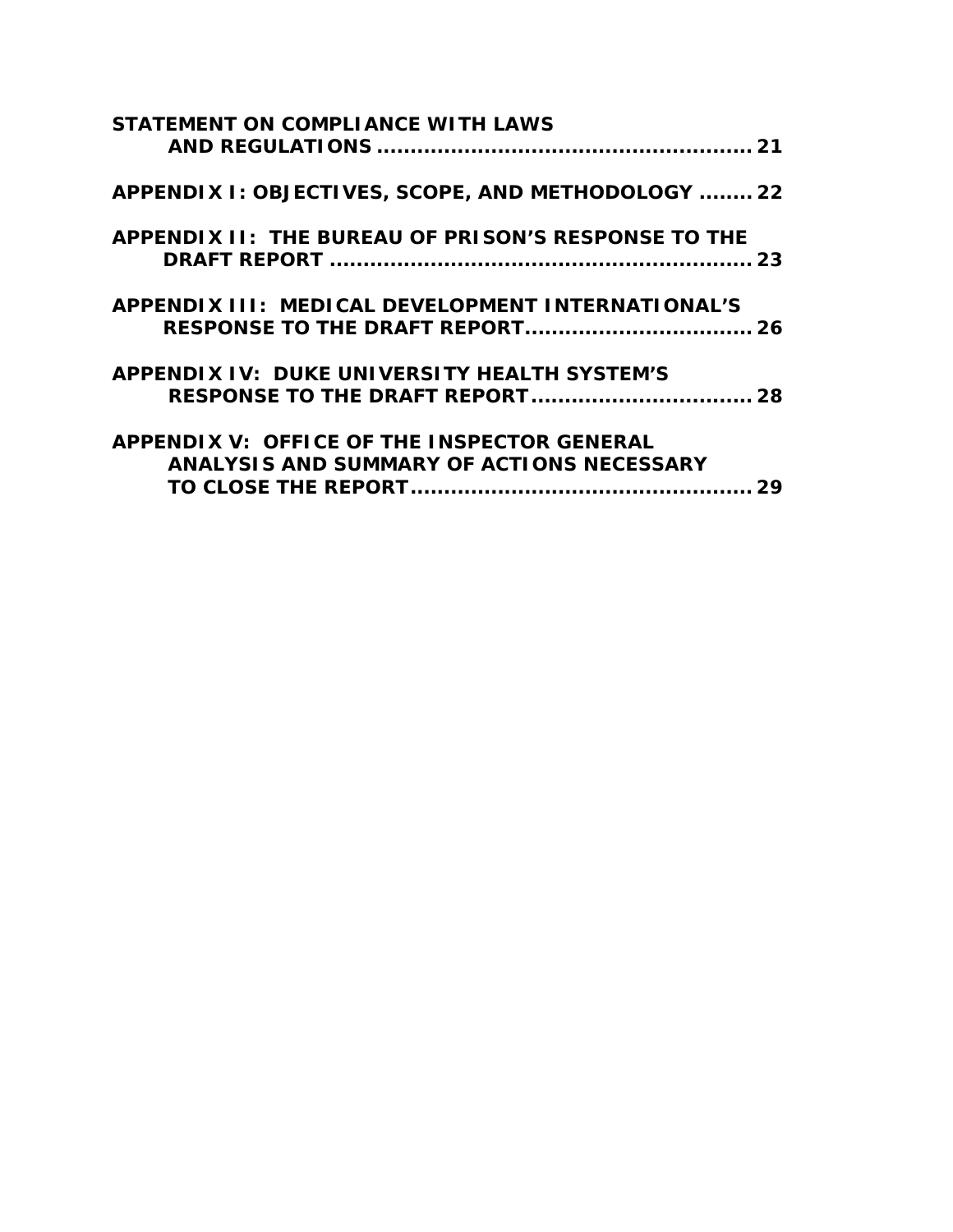**STATEMENT ON COMPLIANCE WITH LAWS AND REGULATIONS ........................................................ 21**

**APPENDIX I: OBJECTIVES, SCOPE, AND METHODOLOGY ........ 22**

**APPENDIX II: THE BUREAU OF PRISON'S RESPONSE TO THE DRAFT REPORT ................................................................ 23**

**APPENDIX III: MEDICAL DEVELOPMENT INTERNATIONAL'S RESPONSE TO THE DRAFT REPORT.................................. 26**

**APPENDIX IV: DUKE UNIVERSITY HEALTH SYSTEM'S RESPONSE TO THE DRAFT REPORT................................. 28**

**APPENDIX V: OFFICE OF THE INSPECTOR GENERAL ANALYSIS AND SUMMARY OF ACTIONS NECESSARY TO CLOSE THE REPORT................................................... 29**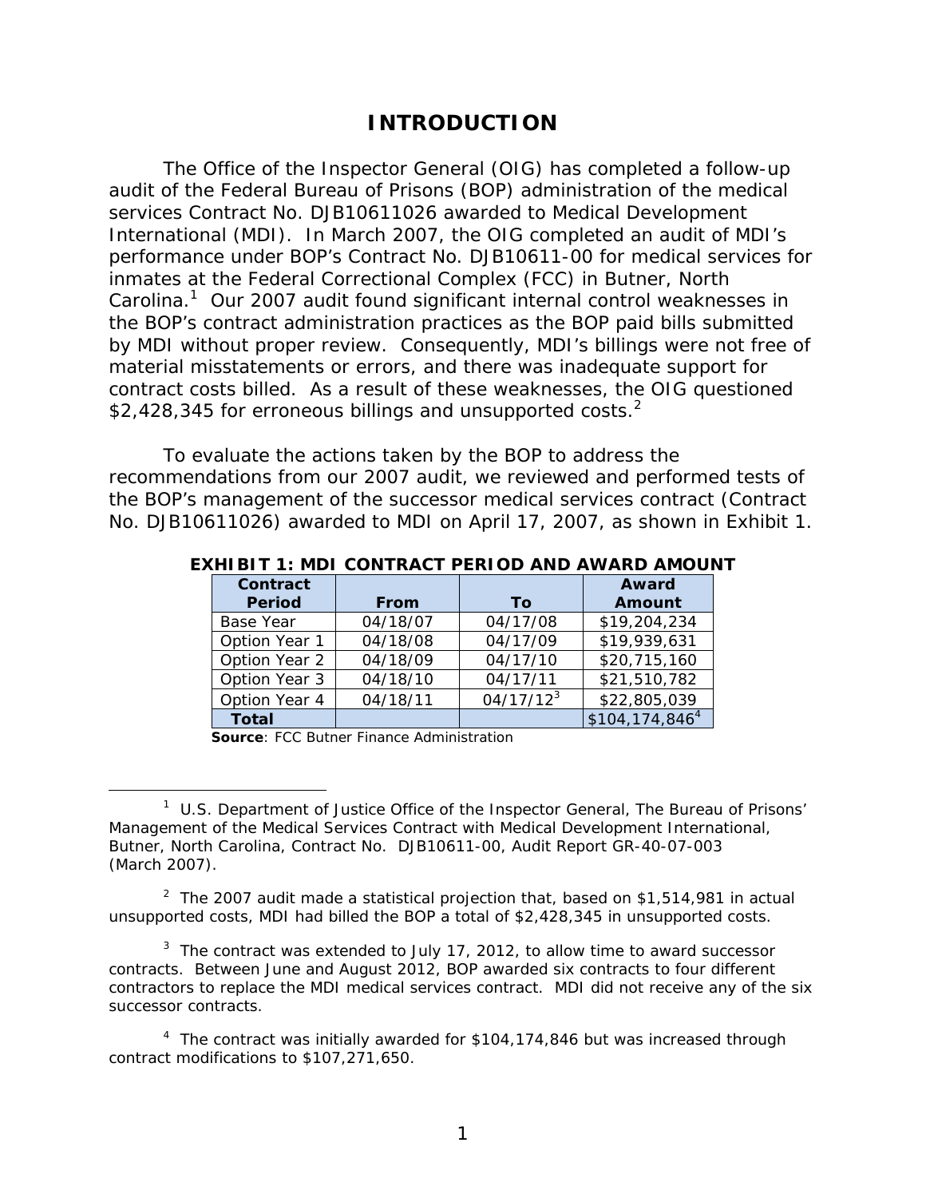# INTRODUCTION

The Office of the Inspector General (OIG) has completed a follow-up audit of the Federal Bureau of Prisons (BOP) administration of the medical services Contract No. DJB10611026 awarded to Medical Development International (MDI). In March 2007, the OIG completed an audit of MDI's performance under BOP's Contract No. DJB10611-00 for medical services for inmates at the Federal Correctional Complex (FCC) in Butner, North Carolina.[1] Our 2007 audit found significant internal control weaknesses in the BOP's contract administration practices as the BOP paid bills submitted by MDI without proper review. Consequently, MDI's billings were not free of material misstatements or errors, and there was inadequate support for contract costs billed. As a result of these weaknesses, the OIG questioned \$2,428,345 for erroneous billings and unsupported costs.[2]

To evaluate the actions taken by the BOP to address the recommendations from our 2007 audit, we reviewed and performed tests of the BOP's management of the successor medical services contract (Contract No. DJB10611026) awarded to MDI on April 17, 2007, as shown in Exhibit 1.

**EXHIBIT 1: MDI CONTRACT PERIOD AND AWARD AMOUNT**

| Contract Period | From | To | Award Amount |
|---|---|---|---|
| Base Year | 04/18/07 | 04/17/08 | \$19,204,234 |
| Option Year 1 | 04/18/08 | 04/17/09 | \$19,939,631 |
| Option Year 2 | 04/18/09 | 04/17/10 | \$20,715,160 |
| Option Year 3 | 04/18/10 | 04/17/11 | \$21,510,782 |
| Option Year 4 | 04/18/11 | 04/17/12[3] | \$22,805,039 |
| **Total** | | | \$104,174,846[4] |

**Source**: FCC Butner Finance Administration

[1] U.S. Department of Justice Office of the Inspector General, The Bureau of Prisons' Management of the Medical Services Contract with Medical Development International, Butner, North Carolina, Contract No. DJB10611-00, Audit Report GR-40-07-003 (March 2007).

[2] The 2007 audit made a statistical projection that, based on \$1,514,981 in actual unsupported costs, MDI had billed the BOP a total of \$2,428,345 in unsupported costs.

[3] The contract was extended to July 17, 2012, to allow time to award successor contracts. Between June and August 2012, BOP awarded six contracts to four different contractors to replace the MDI medical services contract. MDI did not receive any of the six successor contracts.

[4] The contract was initially awarded for \$104,174,846 but was increased through contract modifications to \$107,271,650.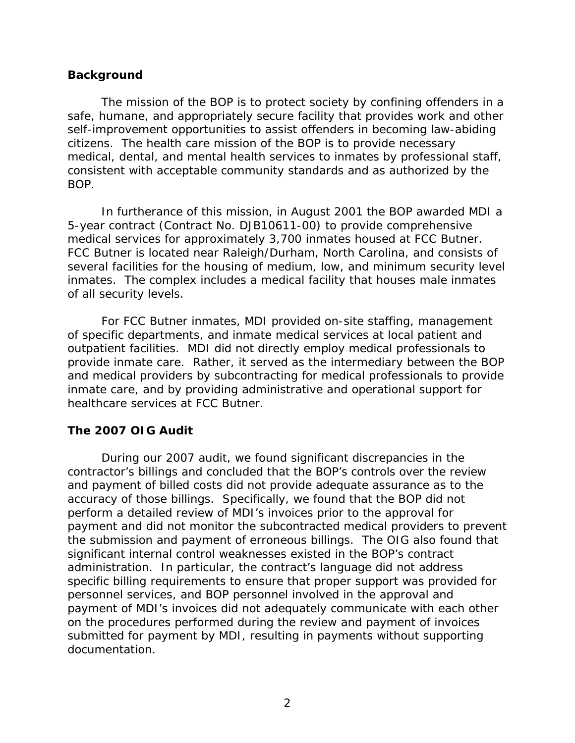## Background

The mission of the BOP is to protect society by confining offenders in a safe, humane, and appropriately secure facility that provides work and other self-improvement opportunities to assist offenders in becoming law-abiding citizens. The health care mission of the BOP is to provide necessary medical, dental, and mental health services to inmates by professional staff, consistent with acceptable community standards and as authorized by the BOP.

In furtherance of this mission, in August 2001 the BOP awarded MDI a 5-year contract (Contract No. DJB10611-00) to provide comprehensive medical services for approximately 3,700 inmates housed at FCC Butner. FCC Butner is located near Raleigh/Durham, North Carolina, and consists of several facilities for the housing of medium, low, and minimum security level inmates. The complex includes a medical facility that houses male inmates of all security levels.

For FCC Butner inmates, MDI provided on-site staffing, management of specific departments, and inmate medical services at local patient and outpatient facilities. MDI did not directly employ medical professionals to provide inmate care. Rather, it served as the intermediary between the BOP and medical providers by subcontracting for medical professionals to provide inmate care, and by providing administrative and operational support for healthcare services at FCC Butner.

## The 2007 OIG Audit

During our 2007 audit, we found significant discrepancies in the contractor's billings and concluded that the BOP's controls over the review and payment of billed costs did not provide adequate assurance as to the accuracy of those billings. Specifically, we found that the BOP did not perform a detailed review of MDI's invoices prior to the approval for payment and did not monitor the subcontracted medical providers to prevent the submission and payment of erroneous billings. The OIG also found that significant internal control weaknesses existed in the BOP's contract administration. In particular, the contract's language did not address specific billing requirements to ensure that proper support was provided for personnel services, and BOP personnel involved in the approval and payment of MDI's invoices did not adequately communicate with each other on the procedures performed during the review and payment of invoices submitted for payment by MDI, resulting in payments without supporting documentation.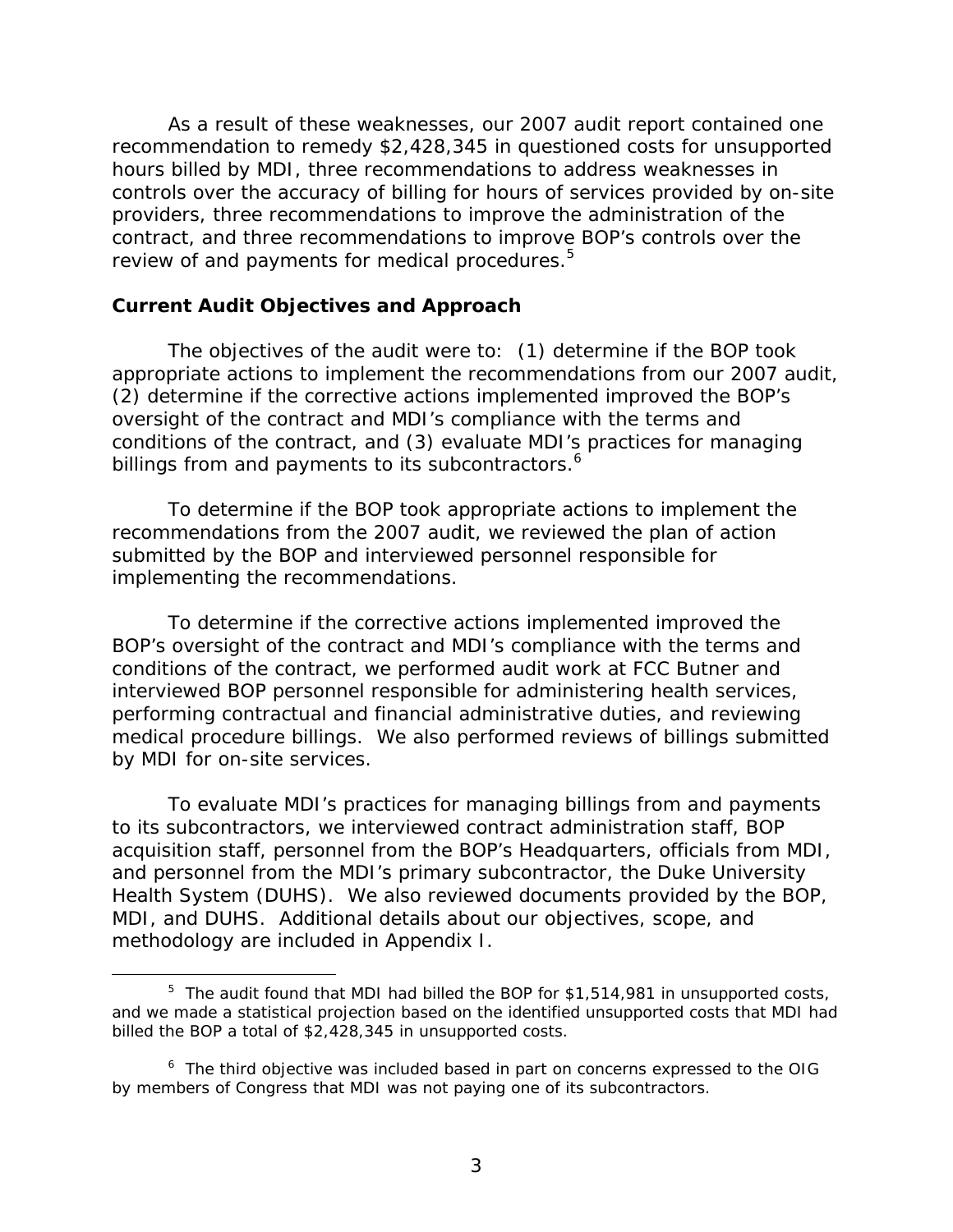As a result of these weaknesses, our 2007 audit report contained one recommendation to remedy $2,428,345 in questioned costs for unsupported hours billed by MDI, three recommendations to address weaknesses in controls over the accuracy of billing for hours of services provided by on-site providers, three recommendations to improve the administration of the contract, and three recommendations to improve BOP's controls over the review of and payments for medical procedures.[5]

## Current Audit Objectives and Approach

The objectives of the audit were to: (1) determine if the BOP took appropriate actions to implement the recommendations from our 2007 audit, (2) determine if the corrective actions implemented improved the BOP's oversight of the contract and MDI's compliance with the terms and conditions of the contract, and (3) evaluate MDI's practices for managing billings from and payments to its subcontractors.[6]

To determine if the BOP took appropriate actions to implement the recommendations from the 2007 audit, we reviewed the plan of action submitted by the BOP and interviewed personnel responsible for implementing the recommendations.

To determine if the corrective actions implemented improved the BOP's oversight of the contract and MDI's compliance with the terms and conditions of the contract, we performed audit work at FCC Butner and interviewed BOP personnel responsible for administering health services, performing contractual and financial administrative duties, and reviewing medical procedure billings. We also performed reviews of billings submitted by MDI for on-site services.

To evaluate MDI's practices for managing billings from and payments to its subcontractors, we interviewed contract administration staff, BOP acquisition staff, personnel from the BOP's Headquarters, officials from MDI, and personnel from the MDI's primary subcontractor, the Duke University Health System (DUHS). We also reviewed documents provided by the BOP, MDI, and DUHS. Additional details about our objectives, scope, and methodology are included in Appendix I.

---

[5] The audit found that MDI had billed the BOP for $1,514,981 in unsupported costs, and we made a statistical projection based on the identified unsupported costs that MDI had billed the BOP a total of $2,428,345 in unsupported costs.

[6] The third objective was included based in part on concerns expressed to the OIG by members of Congress that MDI was not paying one of its subcontractors.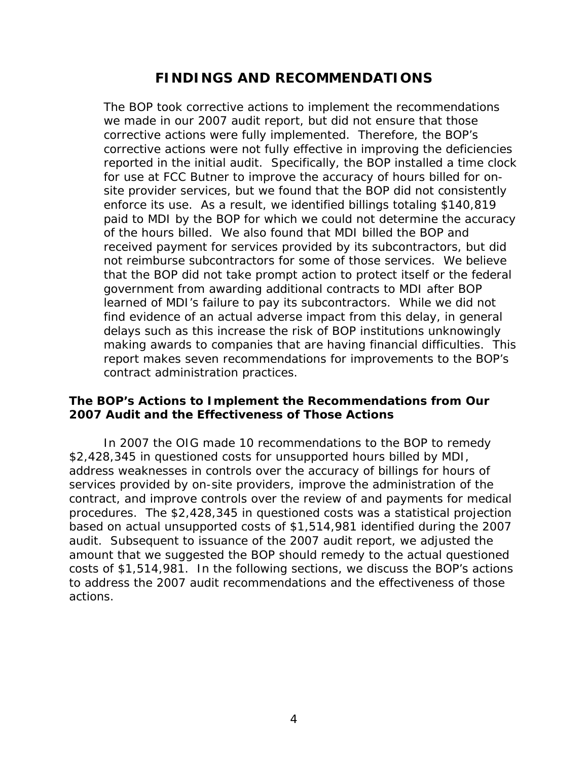# FINDINGS AND RECOMMENDATIONS

The BOP took corrective actions to implement the recommendations we made in our 2007 audit report, but did not ensure that those corrective actions were fully implemented. Therefore, the BOP's corrective actions were not fully effective in improving the deficiencies reported in the initial audit. Specifically, the BOP installed a time clock for use at FCC Butner to improve the accuracy of hours billed for on-site provider services, but we found that the BOP did not consistently enforce its use. As a result, we identified billings totaling $140,819 paid to MDI by the BOP for which we could not determine the accuracy of the hours billed. We also found that MDI billed the BOP and received payment for services provided by its subcontractors, but did not reimburse subcontractors for some of those services. We believe that the BOP did not take prompt action to protect itself or the federal government from awarding additional contracts to MDI after BOP learned of MDI's failure to pay its subcontractors. While we did not find evidence of an actual adverse impact from this delay, in general delays such as this increase the risk of BOP institutions unknowingly making awards to companies that are having financial difficulties. This report makes seven recommendations for improvements to the BOP's contract administration practices.

### The BOP's Actions to Implement the Recommendations from Our 2007 Audit and the Effectiveness of Those Actions

In 2007 the OIG made 10 recommendations to the BOP to remedy $2,428,345 in questioned costs for unsupported hours billed by MDI, address weaknesses in controls over the accuracy of billings for hours of services provided by on-site providers, improve the administration of the contract, and improve controls over the review of and payments for medical procedures. The $2,428,345 in questioned costs was a statistical projection based on actual unsupported costs of $1,514,981 identified during the 2007 audit. Subsequent to issuance of the 2007 audit report, we adjusted the amount that we suggested the BOP should remedy to the actual questioned costs of $1,514,981. In the following sections, we discuss the BOP's actions to address the 2007 audit recommendations and the effectiveness of those actions.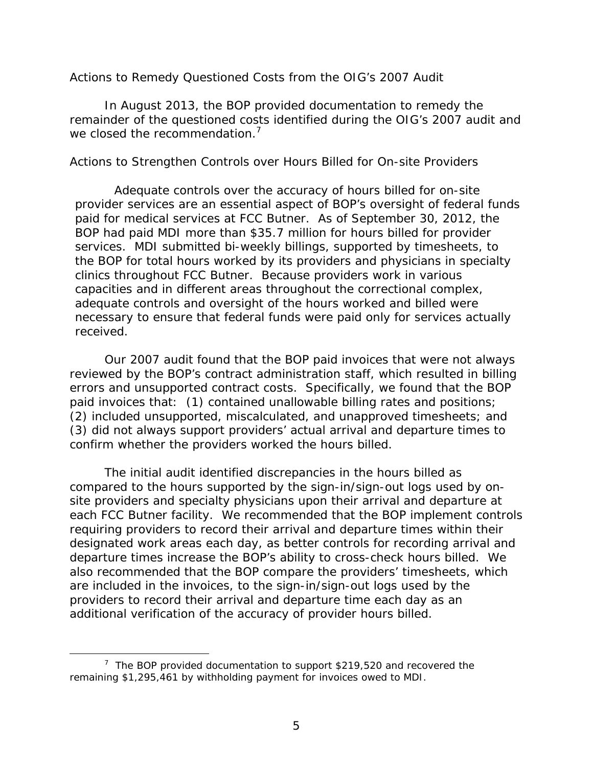*Actions to Remedy Questioned Costs from the OIG's 2007 Audit*

In August 2013, the BOP provided documentation to remedy the remainder of the questioned costs identified during the OIG's 2007 audit and we closed the recommendation.[7]

*Actions to Strengthen Controls over Hours Billed for On-site Providers*

Adequate controls over the accuracy of hours billed for on-site provider services are an essential aspect of BOP's oversight of federal funds paid for medical services at FCC Butner. As of September 30, 2012, the BOP had paid MDI more than $35.7 million for hours billed for provider services. MDI submitted bi-weekly billings, supported by timesheets, to the BOP for total hours worked by its providers and physicians in specialty clinics throughout FCC Butner. Because providers work in various capacities and in different areas throughout the correctional complex, adequate controls and oversight of the hours worked and billed were necessary to ensure that federal funds were paid only for services actually received.

Our 2007 audit found that the BOP paid invoices that were not always reviewed by the BOP's contract administration staff, which resulted in billing errors and unsupported contract costs. Specifically, we found that the BOP paid invoices that: (1) contained unallowable billing rates and positions; (2) included unsupported, miscalculated, and unapproved timesheets; and (3) did not always support providers' actual arrival and departure times to confirm whether the providers worked the hours billed.

The initial audit identified discrepancies in the hours billed as compared to the hours supported by the sign-in/sign-out logs used by on-site providers and specialty physicians upon their arrival and departure at each FCC Butner facility. We recommended that the BOP implement controls requiring providers to record their arrival and departure times within their designated work areas each day, as better controls for recording arrival and departure times increase the BOP's ability to cross-check hours billed. We also recommended that the BOP compare the providers' timesheets, which are included in the invoices, to the sign-in/sign-out logs used by the providers to record their arrival and departure time each day as an additional verification of the accuracy of provider hours billed.

---

[7] The BOP provided documentation to support $219,520 and recovered the remaining $1,295,461 by withholding payment for invoices owed to MDI.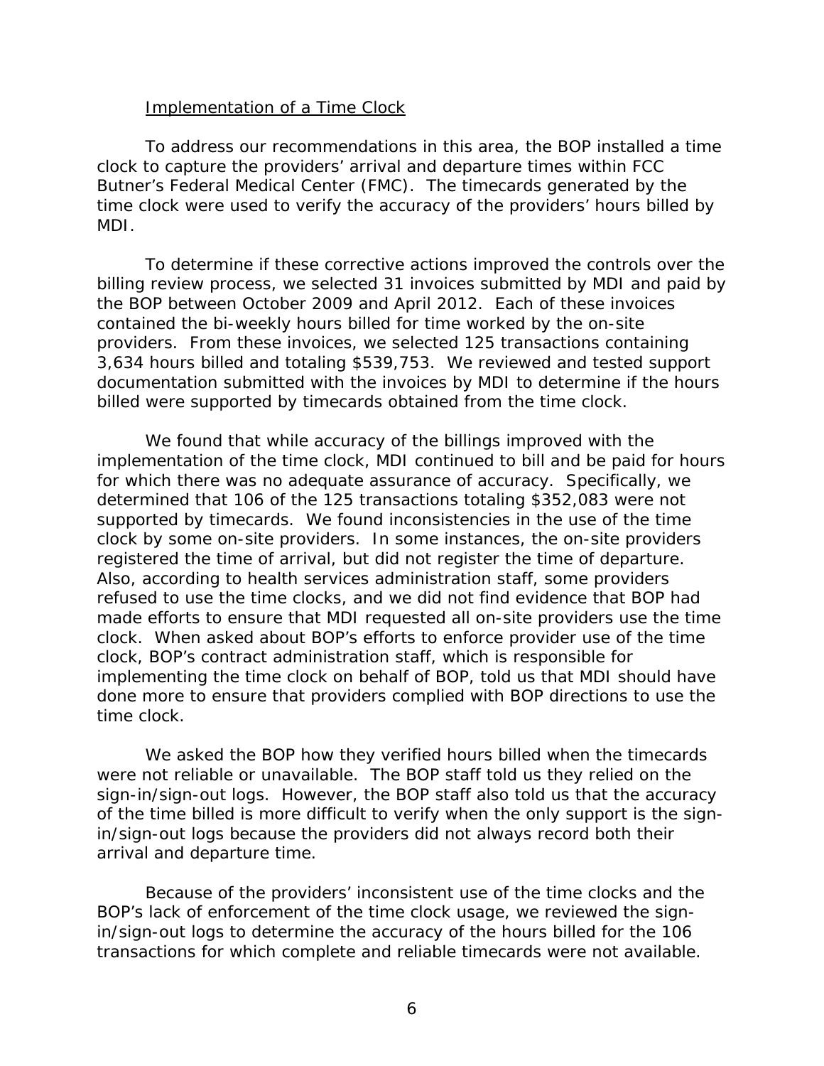Implementation of a Time Clock

To address our recommendations in this area, the BOP installed a time clock to capture the providers' arrival and departure times within FCC Butner's Federal Medical Center (FMC). The timecards generated by the time clock were used to verify the accuracy of the providers' hours billed by MDI.

To determine if these corrective actions improved the controls over the billing review process, we selected 31 invoices submitted by MDI and paid by the BOP between October 2009 and April 2012. Each of these invoices contained the bi-weekly hours billed for time worked by the on-site providers. From these invoices, we selected 125 transactions containing 3,634 hours billed and totaling $539,753. We reviewed and tested support documentation submitted with the invoices by MDI to determine if the hours billed were supported by timecards obtained from the time clock.

We found that while accuracy of the billings improved with the implementation of the time clock, MDI continued to bill and be paid for hours for which there was no adequate assurance of accuracy. Specifically, we determined that 106 of the 125 transactions totaling $352,083 were not supported by timecards. We found inconsistencies in the use of the time clock by some on-site providers. In some instances, the on-site providers registered the time of arrival, but did not register the time of departure. Also, according to health services administration staff, some providers refused to use the time clocks, and we did not find evidence that BOP had made efforts to ensure that MDI requested all on-site providers use the time clock. When asked about BOP's efforts to enforce provider use of the time clock, BOP's contract administration staff, which is responsible for implementing the time clock on behalf of BOP, told us that MDI should have done more to ensure that providers complied with BOP directions to use the time clock.

We asked the BOP how they verified hours billed when the timecards were not reliable or unavailable. The BOP staff told us they relied on the sign-in/sign-out logs. However, the BOP staff also told us that the accuracy of the time billed is more difficult to verify when the only support is the sign-in/sign-out logs because the providers did not always record both their arrival and departure time.

Because of the providers' inconsistent use of the time clocks and the BOP's lack of enforcement of the time clock usage, we reviewed the sign-in/sign-out logs to determine the accuracy of the hours billed for the 106 transactions for which complete and reliable timecards were not available.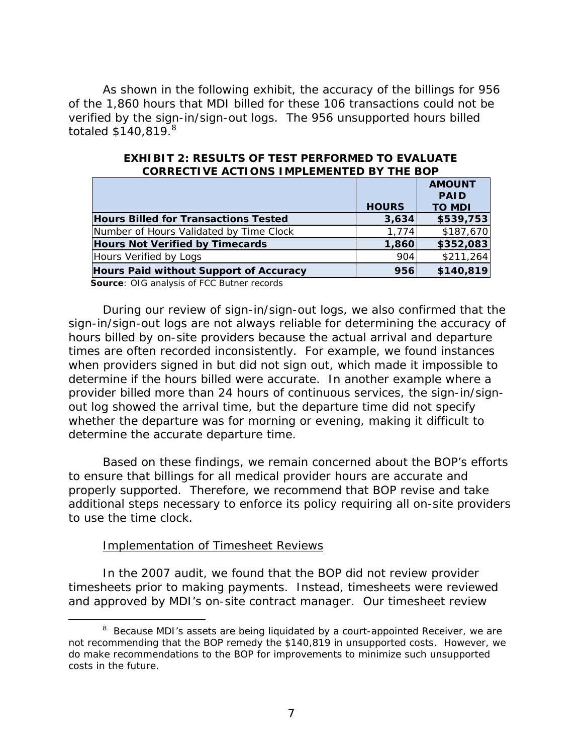As shown in the following exhibit, the accuracy of the billings for 956 of the 1,860 hours that MDI billed for these 106 transactions could not be verified by the sign-in/sign-out logs. The 956 unsupported hours billed totaled $140,819.[8]

**EXHIBIT 2: RESULTS OF TEST PERFORMED TO EVALUATE CORRECTIVE ACTIONS IMPLEMENTED BY THE BOP**

| | HOURS | AMOUNT PAID TO MDI |
|---|---|---|
| **Hours Billed for Transactions Tested** | **3,634** | **$539,753** |
| Number of Hours Validated by Time Clock | 1,774 | $187,670 |
| **Hours Not Verified by Timecards** | **1,860** | **$352,083** |
| Hours Verified by Logs | 904 | $211,264 |
| **Hours Paid without Support of Accuracy** | **956** | **$140,819** |

**Source**: OIG analysis of FCC Butner records

During our review of sign-in/sign-out logs, we also confirmed that the sign-in/sign-out logs are not always reliable for determining the accuracy of hours billed by on-site providers because the actual arrival and departure times are often recorded inconsistently. For example, we found instances when providers signed in but did not sign out, which made it impossible to determine if the hours billed were accurate. In another example where a provider billed more than 24 hours of continuous services, the sign-in/sign-out log showed the arrival time, but the departure time did not specify whether the departure was for morning or evening, making it difficult to determine the accurate departure time.

Based on these findings, we remain concerned about the BOP's efforts to ensure that billings for all medical provider hours are accurate and properly supported. Therefore, we recommend that BOP revise and take additional steps necessary to enforce its policy requiring all on-site providers to use the time clock.

Implementation of Timesheet Reviews

In the 2007 audit, we found that the BOP did not review provider timesheets prior to making payments. Instead, timesheets were reviewed and approved by MDI's on-site contract manager. Our timesheet review

[8] Because MDI's assets are being liquidated by a court-appointed Receiver, we are not recommending that the BOP remedy the $140,819 in unsupported costs. However, we do make recommendations to the BOP for improvements to minimize such unsupported costs in the future.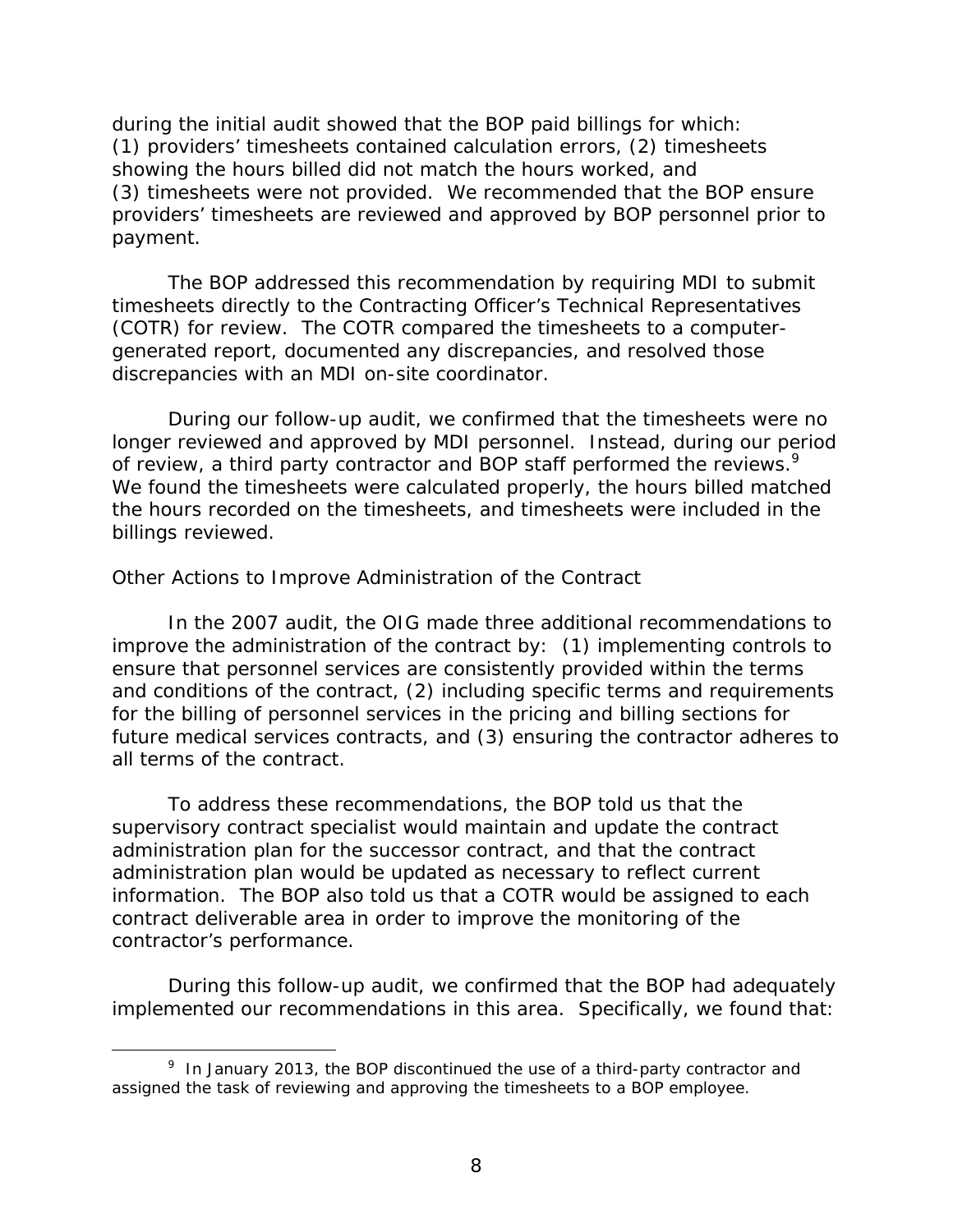during the initial audit showed that the BOP paid billings for which: (1) providers' timesheets contained calculation errors, (2) timesheets showing the hours billed did not match the hours worked, and (3) timesheets were not provided. We recommended that the BOP ensure providers' timesheets are reviewed and approved by BOP personnel prior to payment.

The BOP addressed this recommendation by requiring MDI to submit timesheets directly to the Contracting Officer's Technical Representatives (COTR) for review. The COTR compared the timesheets to a computer-generated report, documented any discrepancies, and resolved those discrepancies with an MDI on-site coordinator.

During our follow-up audit, we confirmed that the timesheets were no longer reviewed and approved by MDI personnel. Instead, during our period of review, a third party contractor and BOP staff performed the reviews.[9] We found the timesheets were calculated properly, the hours billed matched the hours recorded on the timesheets, and timesheets were included in the billings reviewed.

*Other Actions to Improve Administration of the Contract*

In the 2007 audit, the OIG made three additional recommendations to improve the administration of the contract by: (1) implementing controls to ensure that personnel services are consistently provided within the terms and conditions of the contract, (2) including specific terms and requirements for the billing of personnel services in the pricing and billing sections for future medical services contracts, and (3) ensuring the contractor adheres to all terms of the contract.

To address these recommendations, the BOP told us that the supervisory contract specialist would maintain and update the contract administration plan for the successor contract, and that the contract administration plan would be updated as necessary to reflect current information. The BOP also told us that a COTR would be assigned to each contract deliverable area in order to improve the monitoring of the contractor's performance.

During this follow-up audit, we confirmed that the BOP had adequately implemented our recommendations in this area. Specifically, we found that:

[9] In January 2013, the BOP discontinued the use of a third-party contractor and assigned the task of reviewing and approving the timesheets to a BOP employee.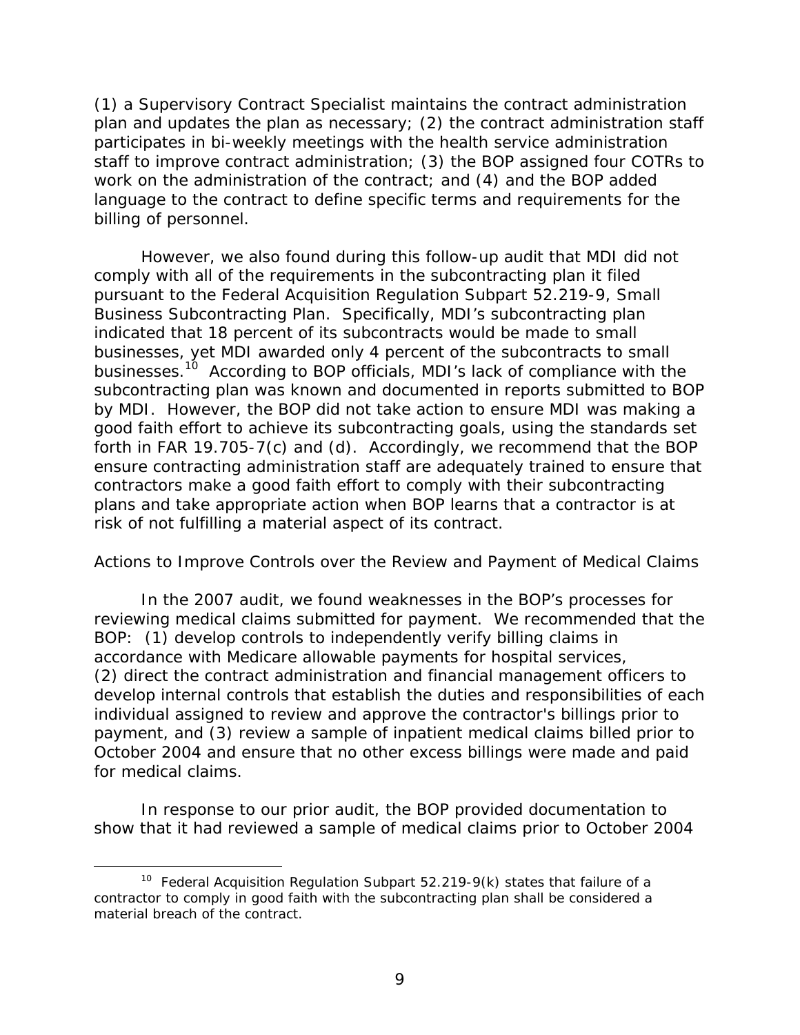(1) a Supervisory Contract Specialist maintains the contract administration plan and updates the plan as necessary; (2) the contract administration staff participates in bi-weekly meetings with the health service administration staff to improve contract administration; (3) the BOP assigned four COTRs to work on the administration of the contract; and (4) and the BOP added language to the contract to define specific terms and requirements for the billing of personnel.

However, we also found during this follow-up audit that MDI did not comply with all of the requirements in the subcontracting plan it filed pursuant to the Federal Acquisition Regulation Subpart 52.219-9, Small Business Subcontracting Plan. Specifically, MDI's subcontracting plan indicated that 18 percent of its subcontracts would be made to small businesses, yet MDI awarded only 4 percent of the subcontracts to small businesses.[10] According to BOP officials, MDI's lack of compliance with the subcontracting plan was known and documented in reports submitted to BOP by MDI. However, the BOP did not take action to ensure MDI was making a good faith effort to achieve its subcontracting goals, using the standards set forth in FAR 19.705-7(c) and (d). Accordingly, we recommend that the BOP ensure contracting administration staff are adequately trained to ensure that contractors make a good faith effort to comply with their subcontracting plans and take appropriate action when BOP learns that a contractor is at risk of not fulfilling a material aspect of its contract.

*Actions to Improve Controls over the Review and Payment of Medical Claims*

In the 2007 audit, we found weaknesses in the BOP's processes for reviewing medical claims submitted for payment. We recommended that the BOP: (1) develop controls to independently verify billing claims in accordance with Medicare allowable payments for hospital services, (2) direct the contract administration and financial management officers to develop internal controls that establish the duties and responsibilities of each individual assigned to review and approve the contractor's billings prior to payment, and (3) review a sample of inpatient medical claims billed prior to October 2004 and ensure that no other excess billings were made and paid for medical claims.

In response to our prior audit, the BOP provided documentation to show that it had reviewed a sample of medical claims prior to October 2004

[10] Federal Acquisition Regulation Subpart 52.219-9(k) states that failure of a contractor to comply in good faith with the subcontracting plan shall be considered a material breach of the contract.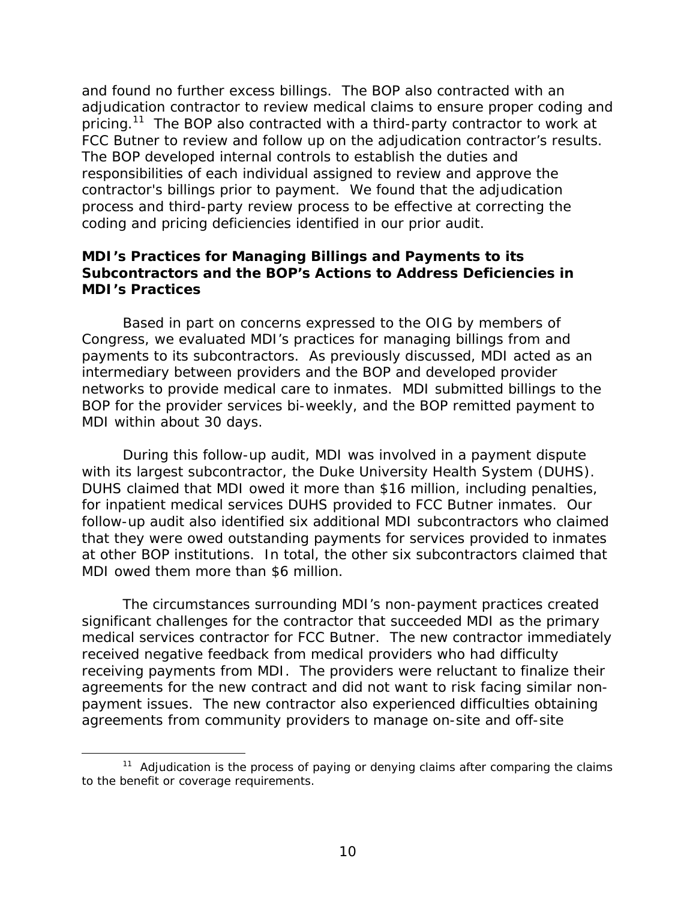and found no further excess billings. The BOP also contracted with an adjudication contractor to review medical claims to ensure proper coding and pricing.[11] The BOP also contracted with a third-party contractor to work at FCC Butner to review and follow up on the adjudication contractor's results. The BOP developed internal controls to establish the duties and responsibilities of each individual assigned to review and approve the contractor's billings prior to payment. We found that the adjudication process and third-party review process to be effective at correcting the coding and pricing deficiencies identified in our prior audit.

### MDI's Practices for Managing Billings and Payments to its Subcontractors and the BOP's Actions to Address Deficiencies in MDI's Practices

Based in part on concerns expressed to the OIG by members of Congress, we evaluated MDI's practices for managing billings from and payments to its subcontractors. As previously discussed, MDI acted as an intermediary between providers and the BOP and developed provider networks to provide medical care to inmates. MDI submitted billings to the BOP for the provider services bi-weekly, and the BOP remitted payment to MDI within about 30 days.

During this follow-up audit, MDI was involved in a payment dispute with its largest subcontractor, the Duke University Health System (DUHS). DUHS claimed that MDI owed it more than $16 million, including penalties, for inpatient medical services DUHS provided to FCC Butner inmates. Our follow-up audit also identified six additional MDI subcontractors who claimed that they were owed outstanding payments for services provided to inmates at other BOP institutions. In total, the other six subcontractors claimed that MDI owed them more than $6 million.

The circumstances surrounding MDI's non-payment practices created significant challenges for the contractor that succeeded MDI as the primary medical services contractor for FCC Butner. The new contractor immediately received negative feedback from medical providers who had difficulty receiving payments from MDI. The providers were reluctant to finalize their agreements for the new contract and did not want to risk facing similar non-payment issues. The new contractor also experienced difficulties obtaining agreements from community providers to manage on-site and off-site

[11] Adjudication is the process of paying or denying claims after comparing the claims to the benefit or coverage requirements.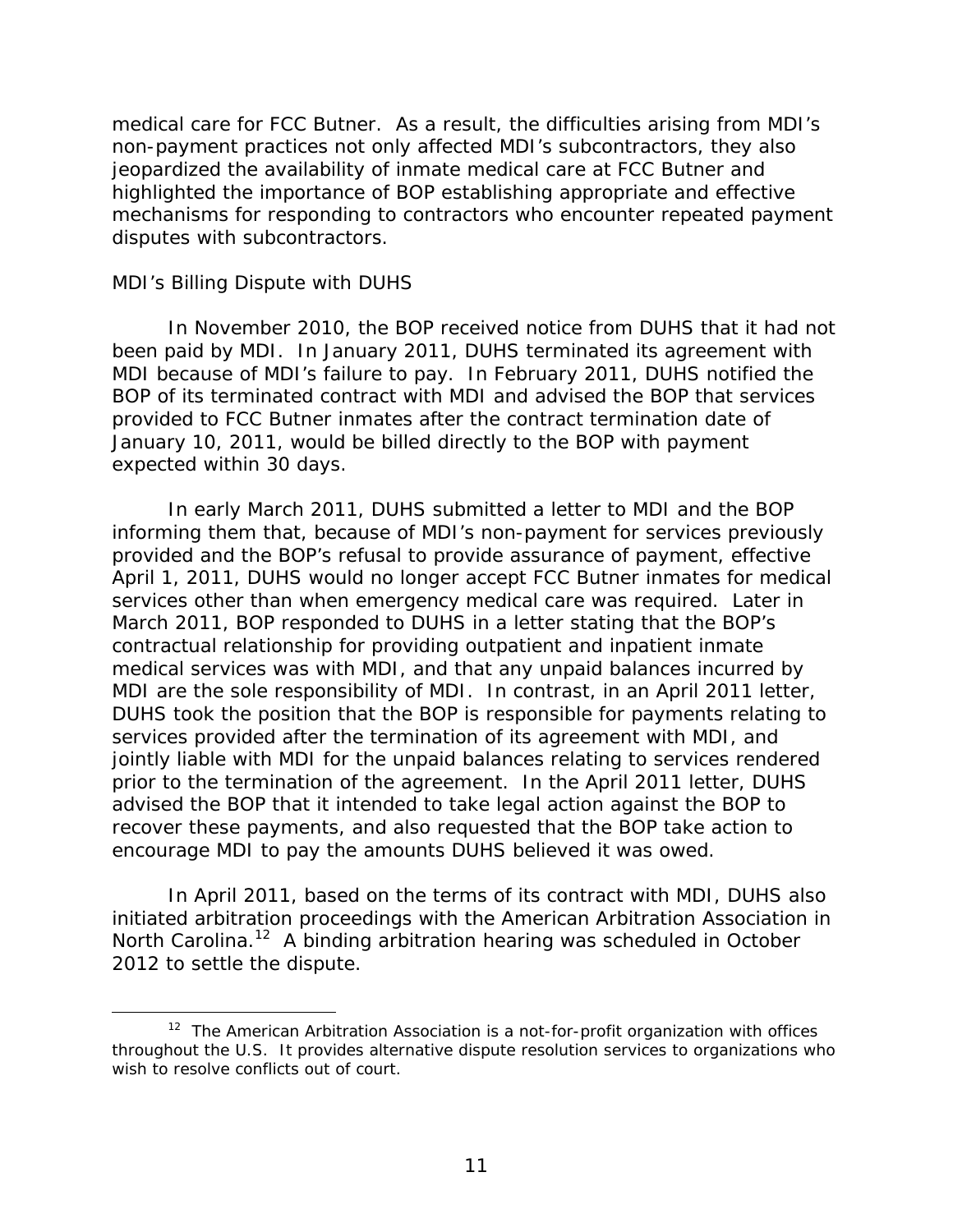medical care for FCC Butner. As a result, the difficulties arising from MDI's non-payment practices not only affected MDI's subcontractors, they also jeopardized the availability of inmate medical care at FCC Butner and highlighted the importance of BOP establishing appropriate and effective mechanisms for responding to contractors who encounter repeated payment disputes with subcontractors.

### MDI's Billing Dispute with DUHS

In November 2010, the BOP received notice from DUHS that it had not been paid by MDI. In January 2011, DUHS terminated its agreement with MDI because of MDI's failure to pay. In February 2011, DUHS notified the BOP of its terminated contract with MDI and advised the BOP that services provided to FCC Butner inmates after the contract termination date of January 10, 2011, would be billed directly to the BOP with payment expected within 30 days.

In early March 2011, DUHS submitted a letter to MDI and the BOP informing them that, because of MDI's non-payment for services previously provided and the BOP's refusal to provide assurance of payment, effective April 1, 2011, DUHS would no longer accept FCC Butner inmates for medical services other than when emergency medical care was required. Later in March 2011, BOP responded to DUHS in a letter stating that the BOP's contractual relationship for providing outpatient and inpatient inmate medical services was with MDI, and that any unpaid balances incurred by MDI are the sole responsibility of MDI. In contrast, in an April 2011 letter, DUHS took the position that the BOP is responsible for payments relating to services provided after the termination of its agreement with MDI, and jointly liable with MDI for the unpaid balances relating to services rendered prior to the termination of the agreement. In the April 2011 letter, DUHS advised the BOP that it intended to take legal action against the BOP to recover these payments, and also requested that the BOP take action to encourage MDI to pay the amounts DUHS believed it was owed.

In April 2011, based on the terms of its contract with MDI, DUHS also initiated arbitration proceedings with the American Arbitration Association in North Carolina.[12] A binding arbitration hearing was scheduled in October 2012 to settle the dispute.

[12] The American Arbitration Association is a not-for-profit organization with offices throughout the U.S. It provides alternative dispute resolution services to organizations who wish to resolve conflicts out of court.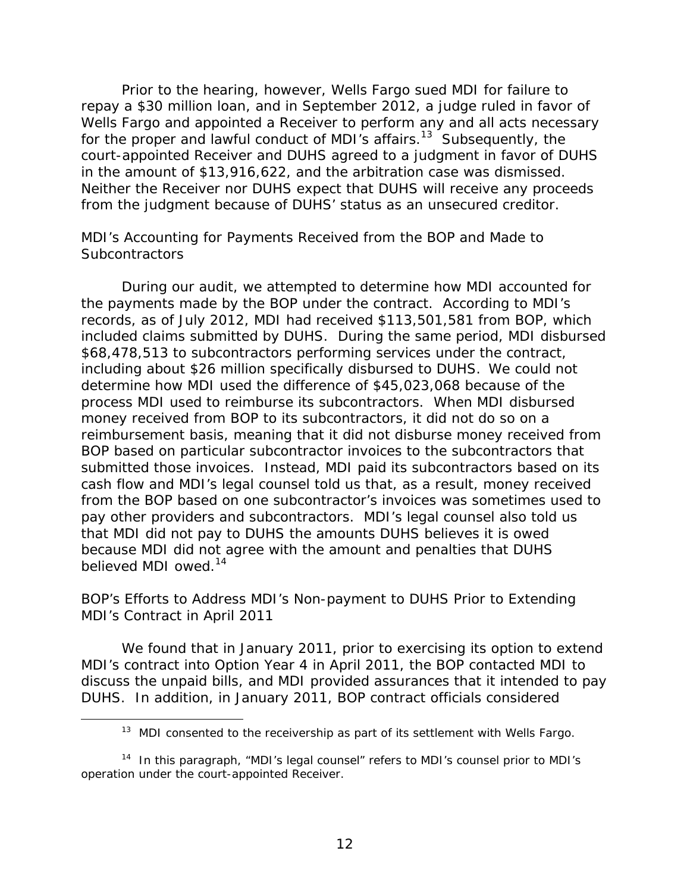Prior to the hearing, however, Wells Fargo sued MDI for failure to repay a $30 million loan, and in September 2012, a judge ruled in favor of Wells Fargo and appointed a Receiver to perform any and all acts necessary for the proper and lawful conduct of MDI's affairs.[13] Subsequently, the court-appointed Receiver and DUHS agreed to a judgment in favor of DUHS in the amount of $13,916,622, and the arbitration case was dismissed. Neither the Receiver nor DUHS expect that DUHS will receive any proceeds from the judgment because of DUHS' status as an unsecured creditor.

## MDI's Accounting for Payments Received from the BOP and Made to Subcontractors

During our audit, we attempted to determine how MDI accounted for the payments made by the BOP under the contract. According to MDI's records, as of July 2012, MDI had received $113,501,581 from BOP, which included claims submitted by DUHS. During the same period, MDI disbursed $68,478,513 to subcontractors performing services under the contract, including about $26 million specifically disbursed to DUHS. We could not determine how MDI used the difference of $45,023,068 because of the process MDI used to reimburse its subcontractors. When MDI disbursed money received from BOP to its subcontractors, it did not do so on a reimbursement basis, meaning that it did not disburse money received from BOP based on particular subcontractor invoices to the subcontractors that submitted those invoices. Instead, MDI paid its subcontractors based on its cash flow and MDI's legal counsel told us that, as a result, money received from the BOP based on one subcontractor's invoices was sometimes used to pay other providers and subcontractors. MDI's legal counsel also told us that MDI did not pay to DUHS the amounts DUHS believes it is owed because MDI did not agree with the amount and penalties that DUHS believed MDI owed.[14]

## BOP's Efforts to Address MDI's Non-payment to DUHS Prior to Extending MDI's Contract in April 2011

We found that in January 2011, prior to exercising its option to extend MDI's contract into Option Year 4 in April 2011, the BOP contacted MDI to discuss the unpaid bills, and MDI provided assurances that it intended to pay DUHS. In addition, in January 2011, BOP contract officials considered

---

[13] MDI consented to the receivership as part of its settlement with Wells Fargo.

[14] In this paragraph, "MDI's legal counsel" refers to MDI's counsel prior to MDI's operation under the court-appointed Receiver.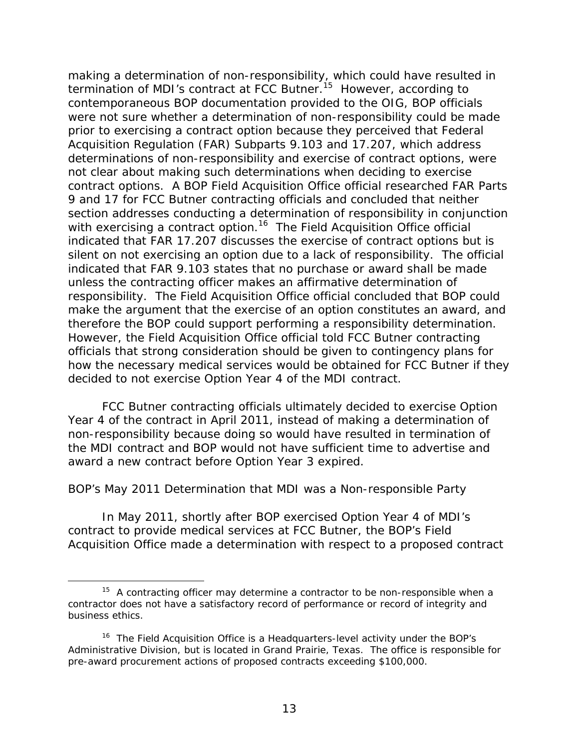making a determination of non-responsibility, which could have resulted in termination of MDI's contract at FCC Butner.[15] However, according to contemporaneous BOP documentation provided to the OIG, BOP officials were not sure whether a determination of non-responsibility could be made prior to exercising a contract option because they perceived that Federal Acquisition Regulation (FAR) Subparts 9.103 and 17.207, which address determinations of non-responsibility and exercise of contract options, were not clear about making such determinations when deciding to exercise contract options. A BOP Field Acquisition Office official researched FAR Parts 9 and 17 for FCC Butner contracting officials and concluded that neither section addresses conducting a determination of responsibility in conjunction with exercising a contract option.[16] The Field Acquisition Office official indicated that FAR 17.207 discusses the exercise of contract options but is silent on not exercising an option due to a lack of responsibility. The official indicated that FAR 9.103 states that no purchase or award shall be made unless the contracting officer makes an affirmative determination of responsibility. The Field Acquisition Office official concluded that BOP could make the argument that the exercise of an option constitutes an award, and therefore the BOP could support performing a responsibility determination. However, the Field Acquisition Office official told FCC Butner contracting officials that strong consideration should be given to contingency plans for how the necessary medical services would be obtained for FCC Butner if they decided to not exercise Option Year 4 of the MDI contract.

FCC Butner contracting officials ultimately decided to exercise Option Year 4 of the contract in April 2011, instead of making a determination of non-responsibility because doing so would have resulted in termination of the MDI contract and BOP would not have sufficient time to advertise and award a new contract before Option Year 3 expired.

BOP's May 2011 Determination that MDI was a Non-responsible Party

In May 2011, shortly after BOP exercised Option Year 4 of MDI's contract to provide medical services at FCC Butner, the BOP's Field Acquisition Office made a determination with respect to a proposed contract

[15] A contracting officer may determine a contractor to be non-responsible when a contractor does not have a satisfactory record of performance or record of integrity and business ethics.

[16] The Field Acquisition Office is a Headquarters-level activity under the BOP's Administrative Division, but is located in Grand Prairie, Texas. The office is responsible for pre-award procurement actions of proposed contracts exceeding $100,000.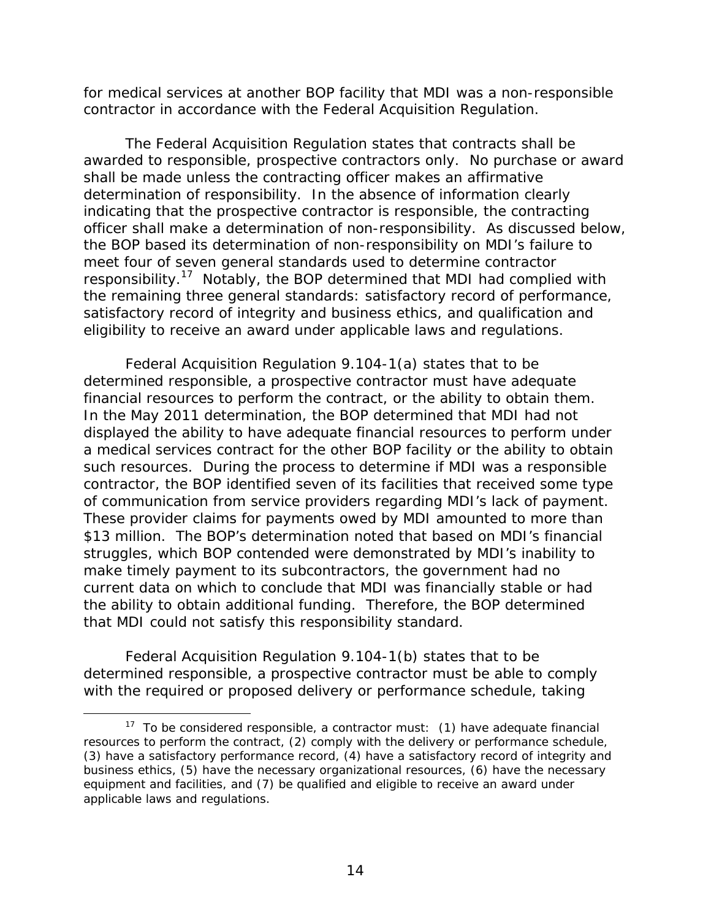for medical services at another BOP facility that MDI was a non-responsible contractor in accordance with the Federal Acquisition Regulation.

The Federal Acquisition Regulation states that contracts shall be awarded to responsible, prospective contractors only. No purchase or award shall be made unless the contracting officer makes an affirmative determination of responsibility. In the absence of information clearly indicating that the prospective contractor is responsible, the contracting officer shall make a determination of non-responsibility. As discussed below, the BOP based its determination of non-responsibility on MDI's failure to meet four of seven general standards used to determine contractor responsibility.[17] Notably, the BOP determined that MDI had complied with the remaining three general standards: satisfactory record of performance, satisfactory record of integrity and business ethics, and qualification and eligibility to receive an award under applicable laws and regulations.

Federal Acquisition Regulation 9.104-1(a) states that to be determined responsible, a prospective contractor must have adequate financial resources to perform the contract, or the ability to obtain them. In the May 2011 determination, the BOP determined that MDI had not displayed the ability to have adequate financial resources to perform under a medical services contract for the other BOP facility or the ability to obtain such resources. During the process to determine if MDI was a responsible contractor, the BOP identified seven of its facilities that received some type of communication from service providers regarding MDI's lack of payment. These provider claims for payments owed by MDI amounted to more than \$13 million. The BOP's determination noted that based on MDI's financial struggles, which BOP contended were demonstrated by MDI's inability to make timely payment to its subcontractors, the government had no current data on which to conclude that MDI was financially stable or had the ability to obtain additional funding. Therefore, the BOP determined that MDI could not satisfy this responsibility standard.

Federal Acquisition Regulation 9.104-1(b) states that to be determined responsible, a prospective contractor must be able to comply with the required or proposed delivery or performance schedule, taking

[17] To be considered responsible, a contractor must: (1) have adequate financial resources to perform the contract, (2) comply with the delivery or performance schedule, (3) have a satisfactory performance record, (4) have a satisfactory record of integrity and business ethics, (5) have the necessary organizational resources, (6) have the necessary equipment and facilities, and (7) be qualified and eligible to receive an award under applicable laws and regulations.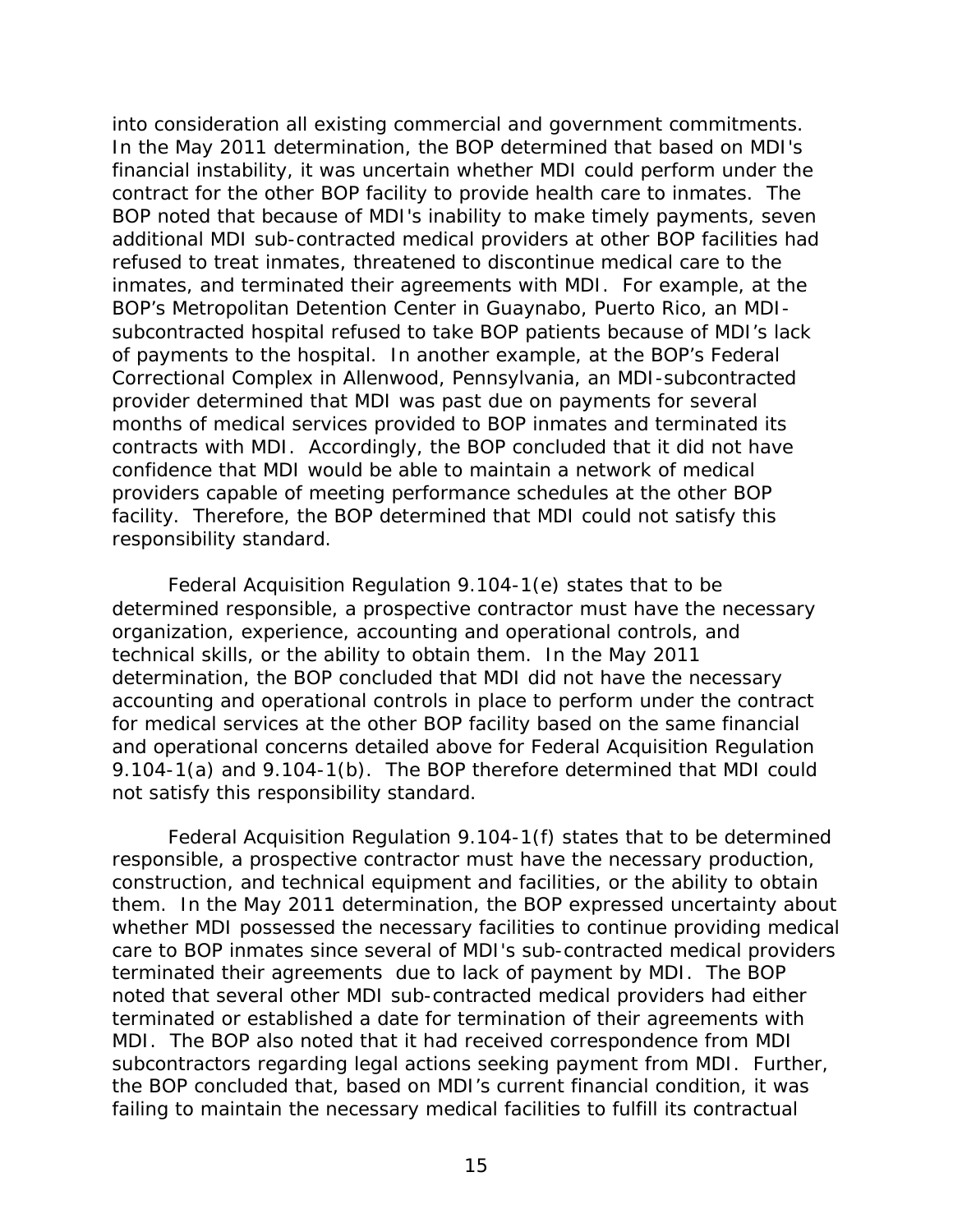into consideration all existing commercial and government commitments. In the May 2011 determination, the BOP determined that based on MDI's financial instability, it was uncertain whether MDI could perform under the contract for the other BOP facility to provide health care to inmates. The BOP noted that because of MDI's inability to make timely payments, seven additional MDI sub-contracted medical providers at other BOP facilities had refused to treat inmates, threatened to discontinue medical care to the inmates, and terminated their agreements with MDI. For example, at the BOP's Metropolitan Detention Center in Guaynabo, Puerto Rico, an MDI-subcontracted hospital refused to take BOP patients because of MDI's lack of payments to the hospital. In another example, at the BOP's Federal Correctional Complex in Allenwood, Pennsylvania, an MDI-subcontracted provider determined that MDI was past due on payments for several months of medical services provided to BOP inmates and terminated its contracts with MDI. Accordingly, the BOP concluded that it did not have confidence that MDI would be able to maintain a network of medical providers capable of meeting performance schedules at the other BOP facility. Therefore, the BOP determined that MDI could not satisfy this responsibility standard.

Federal Acquisition Regulation 9.104-1(e) states that to be determined responsible, a prospective contractor must have the necessary organization, experience, accounting and operational controls, and technical skills, or the ability to obtain them. In the May 2011 determination, the BOP concluded that MDI did not have the necessary accounting and operational controls in place to perform under the contract for medical services at the other BOP facility based on the same financial and operational concerns detailed above for Federal Acquisition Regulation 9.104-1(a) and 9.104-1(b). The BOP therefore determined that MDI could not satisfy this responsibility standard.

Federal Acquisition Regulation 9.104-1(f) states that to be determined responsible, a prospective contractor must have the necessary production, construction, and technical equipment and facilities, or the ability to obtain them. In the May 2011 determination, the BOP expressed uncertainty about whether MDI possessed the necessary facilities to continue providing medical care to BOP inmates since several of MDI's sub-contracted medical providers terminated their agreements due to lack of payment by MDI. The BOP noted that several other MDI sub-contracted medical providers had either terminated or established a date for termination of their agreements with MDI. The BOP also noted that it had received correspondence from MDI subcontractors regarding legal actions seeking payment from MDI. Further, the BOP concluded that, based on MDI's current financial condition, it was failing to maintain the necessary medical facilities to fulfill its contractual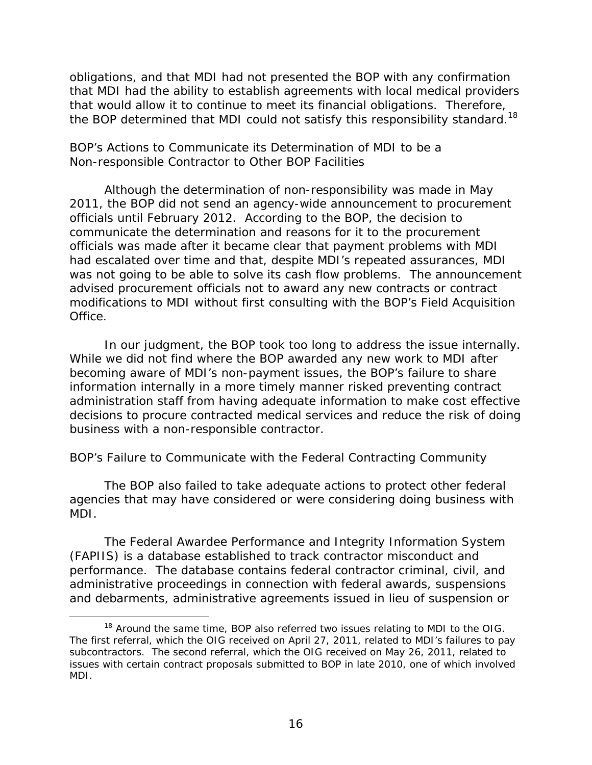obligations, and that MDI had not presented the BOP with any confirmation that MDI had the ability to establish agreements with local medical providers that would allow it to continue to meet its financial obligations. Therefore, the BOP determined that MDI could not satisfy this responsibility standard.[18]

### BOP's Actions to Communicate its Determination of MDI to be a Non-responsible Contractor to Other BOP Facilities

Although the determination of non-responsibility was made in May 2011, the BOP did not send an agency-wide announcement to procurement officials until February 2012. According to the BOP, the decision to communicate the determination and reasons for it to the procurement officials was made after it became clear that payment problems with MDI had escalated over time and that, despite MDI's repeated assurances, MDI was not going to be able to solve its cash flow problems. The announcement advised procurement officials not to award any new contracts or contract modifications to MDI without first consulting with the BOP's Field Acquisition Office.

In our judgment, the BOP took too long to address the issue internally. While we did not find where the BOP awarded any new work to MDI after becoming aware of MDI's non-payment issues, the BOP's failure to share information internally in a more timely manner risked preventing contract administration staff from having adequate information to make cost effective decisions to procure contracted medical services and reduce the risk of doing business with a non-responsible contractor.

### BOP's Failure to Communicate with the Federal Contracting Community

The BOP also failed to take adequate actions to protect other federal agencies that may have considered or were considering doing business with MDI.

The Federal Awardee Performance and Integrity Information System (FAPIIS) is a database established to track contractor misconduct and performance. The database contains federal contractor criminal, civil, and administrative proceedings in connection with federal awards, suspensions and debarments, administrative agreements issued in lieu of suspension or

[18] Around the same time, BOP also referred two issues relating to MDI to the OIG. The first referral, which the OIG received on April 27, 2011, related to MDI's failures to pay subcontractors. The second referral, which the OIG received on May 26, 2011, related to issues with certain contract proposals submitted to BOP in late 2010, one of which involved MDI.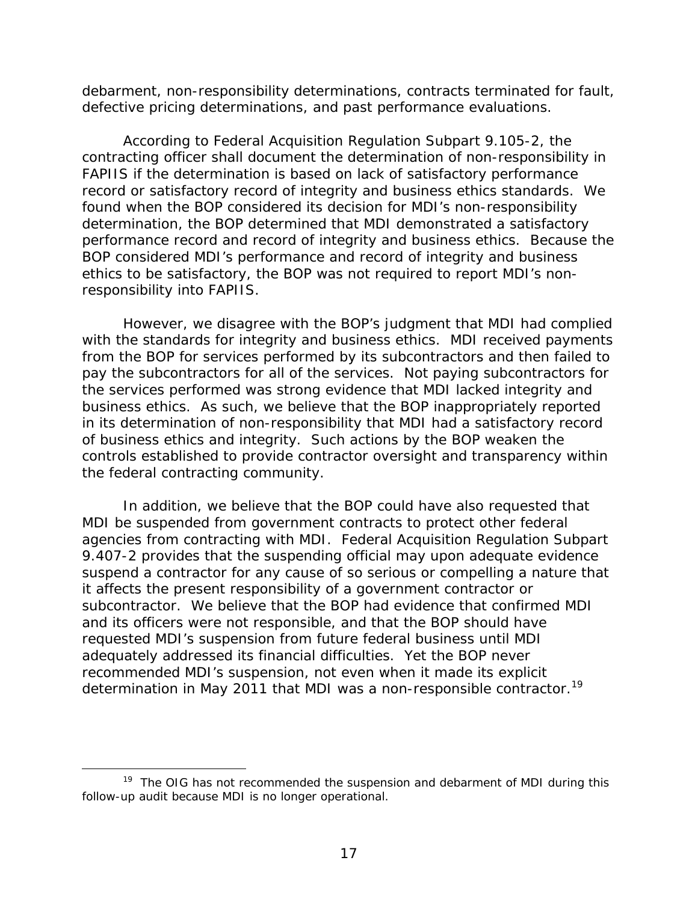debarment, non-responsibility determinations, contracts terminated for fault, defective pricing determinations, and past performance evaluations.

According to Federal Acquisition Regulation Subpart 9.105-2, the contracting officer shall document the determination of non-responsibility in FAPIIS if the determination is based on lack of satisfactory performance record or satisfactory record of integrity and business ethics standards. We found when the BOP considered its decision for MDI's non-responsibility determination, the BOP determined that MDI demonstrated a satisfactory performance record and record of integrity and business ethics. Because the BOP considered MDI's performance and record of integrity and business ethics to be satisfactory, the BOP was not required to report MDI's non-responsibility into FAPIIS.

However, we disagree with the BOP's judgment that MDI had complied with the standards for integrity and business ethics. MDI received payments from the BOP for services performed by its subcontractors and then failed to pay the subcontractors for all of the services. Not paying subcontractors for the services performed was strong evidence that MDI lacked integrity and business ethics. As such, we believe that the BOP inappropriately reported in its determination of non-responsibility that MDI had a satisfactory record of business ethics and integrity. Such actions by the BOP weaken the controls established to provide contractor oversight and transparency within the federal contracting community.

In addition, we believe that the BOP could have also requested that MDI be suspended from government contracts to protect other federal agencies from contracting with MDI. Federal Acquisition Regulation Subpart 9.407-2 provides that the suspending official may upon adequate evidence suspend a contractor for any cause of so serious or compelling a nature that it affects the present responsibility of a government contractor or subcontractor. We believe that the BOP had evidence that confirmed MDI and its officers were not responsible, and that the BOP should have requested MDI's suspension from future federal business until MDI adequately addressed its financial difficulties. Yet the BOP never recommended MDI's suspension, not even when it made its explicit determination in May 2011 that MDI was a non-responsible contractor.[19]

[19] The OIG has not recommended the suspension and debarment of MDI during this follow-up audit because MDI is no longer operational.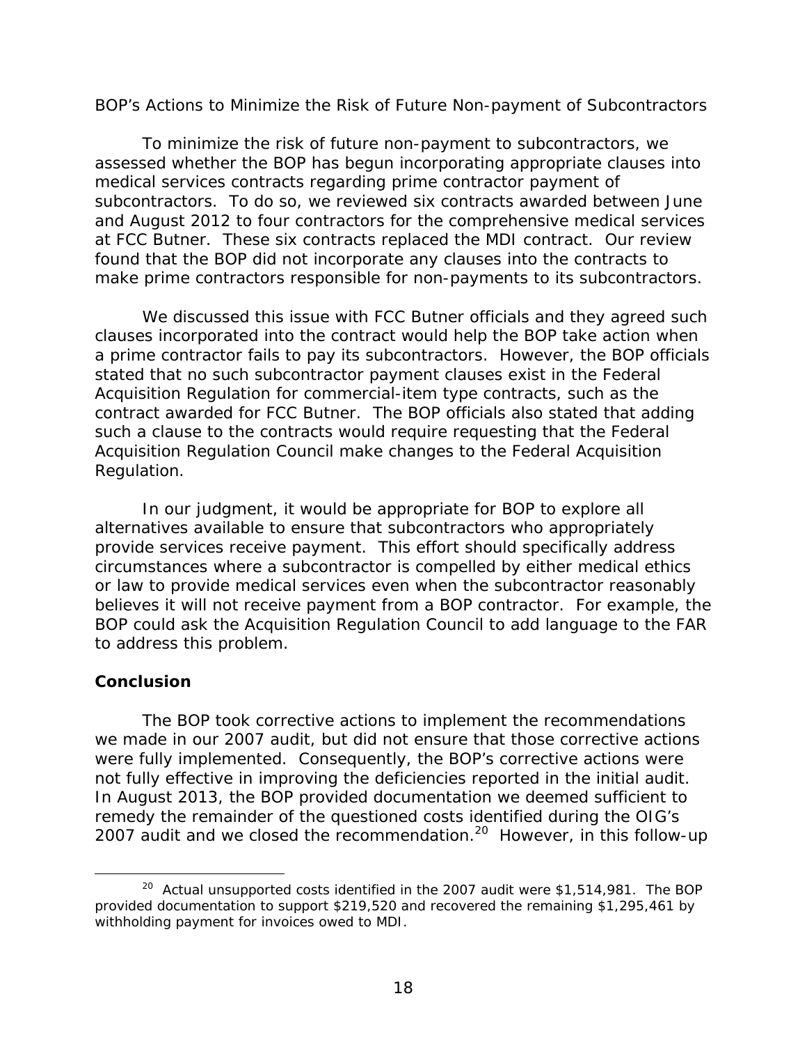BOP's Actions to Minimize the Risk of Future Non-payment of Subcontractors

To minimize the risk of future non-payment to subcontractors, we assessed whether the BOP has begun incorporating appropriate clauses into medical services contracts regarding prime contractor payment of subcontractors. To do so, we reviewed six contracts awarded between June and August 2012 to four contractors for the comprehensive medical services at FCC Butner. These six contracts replaced the MDI contract. Our review found that the BOP did not incorporate any clauses into the contracts to make prime contractors responsible for non-payments to its subcontractors.

We discussed this issue with FCC Butner officials and they agreed such clauses incorporated into the contract would help the BOP take action when a prime contractor fails to pay its subcontractors. However, the BOP officials stated that no such subcontractor payment clauses exist in the Federal Acquisition Regulation for commercial-item type contracts, such as the contract awarded for FCC Butner. The BOP officials also stated that adding such a clause to the contracts would require requesting that the Federal Acquisition Regulation Council make changes to the Federal Acquisition Regulation.

In our judgment, it would be appropriate for BOP to explore all alternatives available to ensure that subcontractors who appropriately provide services receive payment. This effort should specifically address circumstances where a subcontractor is compelled by either medical ethics or law to provide medical services even when the subcontractor reasonably believes it will not receive payment from a BOP contractor. For example, the BOP could ask the Acquisition Regulation Council to add language to the FAR to address this problem.

## Conclusion

The BOP took corrective actions to implement the recommendations we made in our 2007 audit, but did not ensure that those corrective actions were fully implemented. Consequently, the BOP's corrective actions were not fully effective in improving the deficiencies reported in the initial audit. In August 2013, the BOP provided documentation we deemed sufficient to remedy the remainder of the questioned costs identified during the OIG's 2007 audit and we closed the recommendation.[20] However, in this follow-up

[20] Actual unsupported costs identified in the 2007 audit were $1,514,981. The BOP provided documentation to support $219,520 and recovered the remaining $1,295,461 by withholding payment for invoices owed to MDI.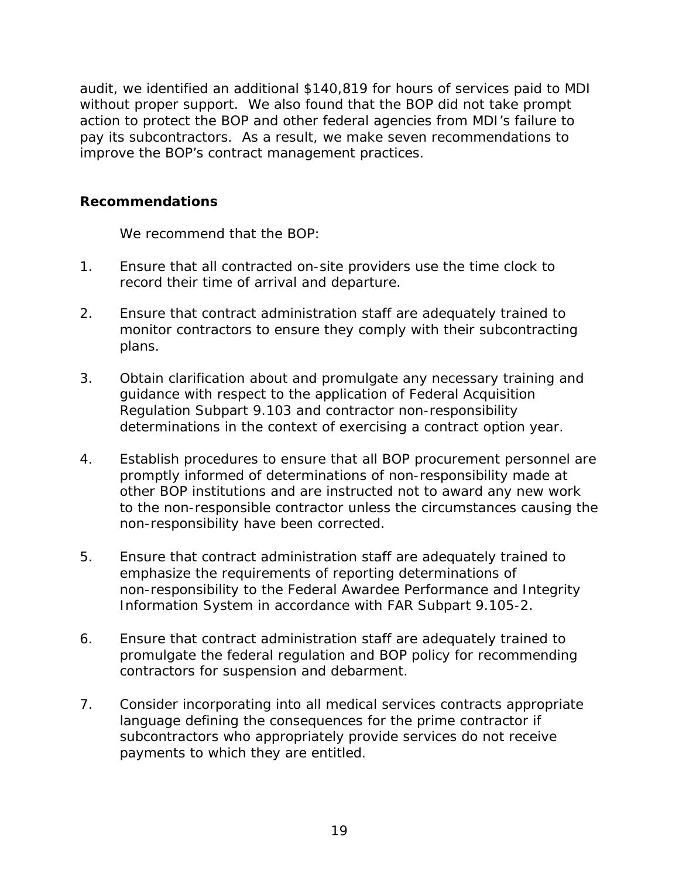audit, we identified an additional $140,819 for hours of services paid to MDI without proper support. We also found that the BOP did not take prompt action to protect the BOP and other federal agencies from MDI's failure to pay its subcontractors. As a result, we make seven recommendations to improve the BOP's contract management practices.

**Recommendations**

We recommend that the BOP:

1. Ensure that all contracted on-site providers use the time clock to record their time of arrival and departure.

2. Ensure that contract administration staff are adequately trained to monitor contractors to ensure they comply with their subcontracting plans.

3. Obtain clarification about and promulgate any necessary training and guidance with respect to the application of Federal Acquisition Regulation Subpart 9.103 and contractor non-responsibility determinations in the context of exercising a contract option year.

4. Establish procedures to ensure that all BOP procurement personnel are promptly informed of determinations of non-responsibility made at other BOP institutions and are instructed not to award any new work to the non-responsible contractor unless the circumstances causing the non-responsibility have been corrected.

5. Ensure that contract administration staff are adequately trained to emphasize the requirements of reporting determinations of non-responsibility to the Federal Awardee Performance and Integrity Information System in accordance with FAR Subpart 9.105-2.

6. Ensure that contract administration staff are adequately trained to promulgate the federal regulation and BOP policy for recommending contractors for suspension and debarment.

7. Consider incorporating into all medical services contracts appropriate language defining the consequences for the prime contractor if subcontractors who appropriately provide services do not receive payments to which they are entitled.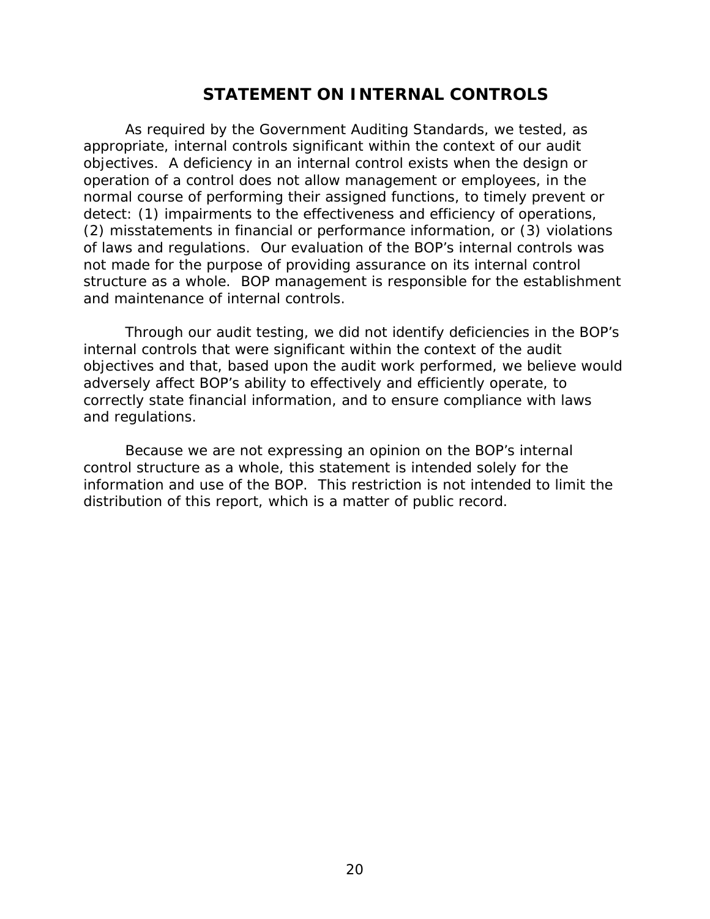# STATEMENT ON INTERNAL CONTROLS

As required by the Government Auditing Standards, we tested, as appropriate, internal controls significant within the context of our audit objectives. A deficiency in an internal control exists when the design or operation of a control does not allow management or employees, in the normal course of performing their assigned functions, to timely prevent or detect: (1) impairments to the effectiveness and efficiency of operations, (2) misstatements in financial or performance information, or (3) violations of laws and regulations. Our evaluation of the BOP's internal controls was not made for the purpose of providing assurance on its internal control structure as a whole. BOP management is responsible for the establishment and maintenance of internal controls.

Through our audit testing, we did not identify deficiencies in the BOP's internal controls that were significant within the context of the audit objectives and that, based upon the audit work performed, we believe would adversely affect BOP's ability to effectively and efficiently operate, to correctly state financial information, and to ensure compliance with laws and regulations.

Because we are not expressing an opinion on the BOP's internal control structure as a whole, this statement is intended solely for the information and use of the BOP. This restriction is not intended to limit the distribution of this report, which is a matter of public record.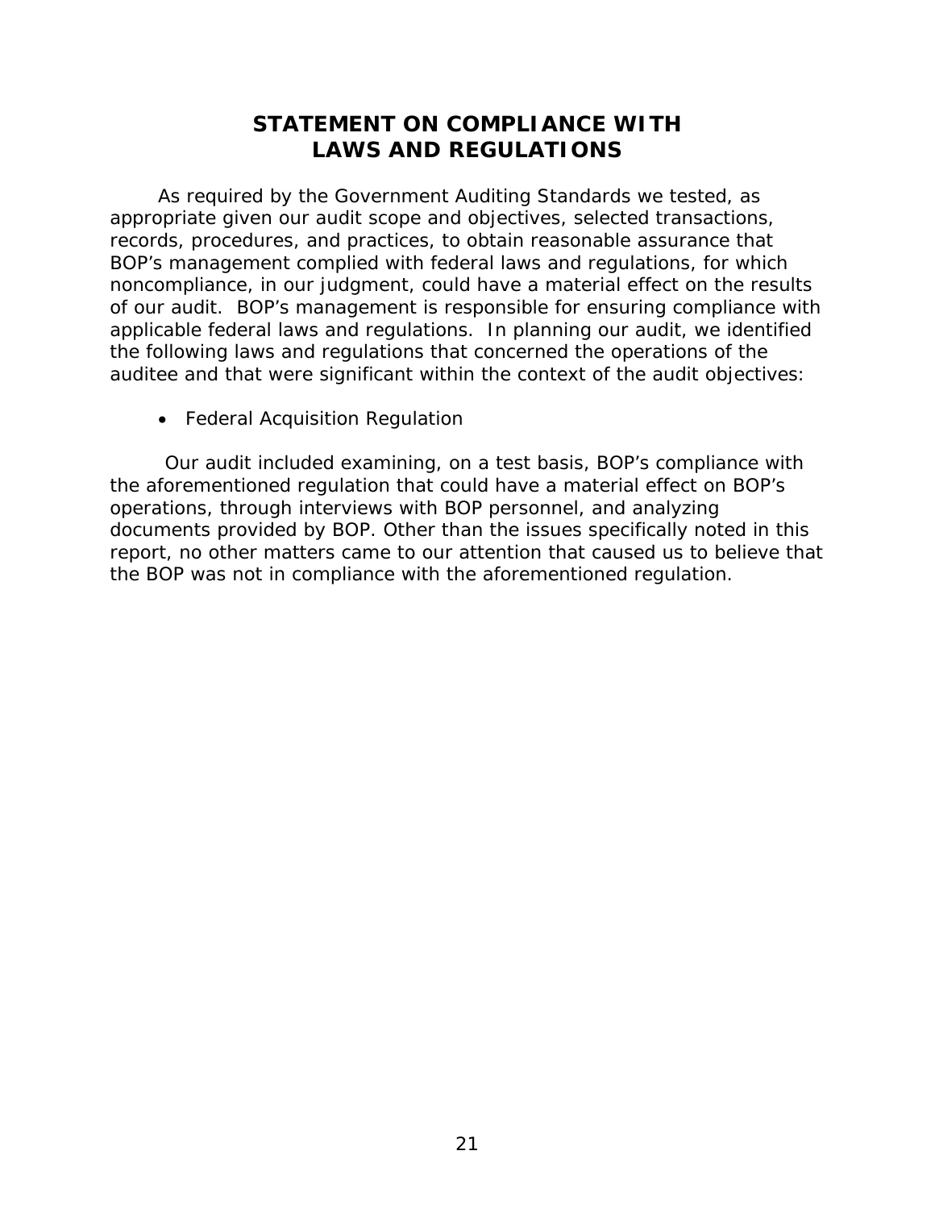# STATEMENT ON COMPLIANCE WITH LAWS AND REGULATIONS

As required by the Government Auditing Standards we tested, as appropriate given our audit scope and objectives, selected transactions, records, procedures, and practices, to obtain reasonable assurance that BOP's management complied with federal laws and regulations, for which noncompliance, in our judgment, could have a material effect on the results of our audit. BOP's management is responsible for ensuring compliance with applicable federal laws and regulations. In planning our audit, we identified the following laws and regulations that concerned the operations of the auditee and that were significant within the context of the audit objectives:

- Federal Acquisition Regulation

Our audit included examining, on a test basis, BOP's compliance with the aforementioned regulation that could have a material effect on BOP's operations, through interviews with BOP personnel, and analyzing documents provided by BOP. Other than the issues specifically noted in this report, no other matters came to our attention that caused us to believe that the BOP was not in compliance with the aforementioned regulation.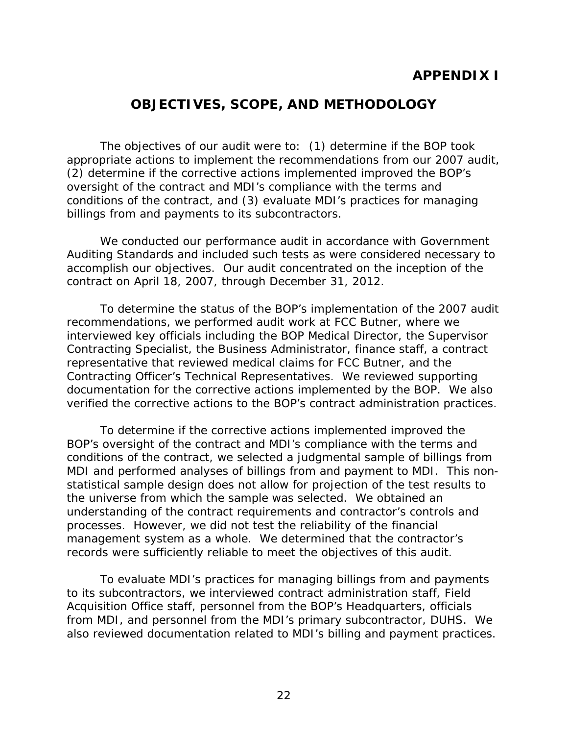# APPENDIX I

## OBJECTIVES, SCOPE, AND METHODOLOGY

The objectives of our audit were to: (1) determine if the BOP took appropriate actions to implement the recommendations from our 2007 audit, (2) determine if the corrective actions implemented improved the BOP's oversight of the contract and MDI's compliance with the terms and conditions of the contract, and (3) evaluate MDI's practices for managing billings from and payments to its subcontractors.

We conducted our performance audit in accordance with Government Auditing Standards and included such tests as were considered necessary to accomplish our objectives. Our audit concentrated on the inception of the contract on April 18, 2007, through December 31, 2012.

To determine the status of the BOP's implementation of the 2007 audit recommendations, we performed audit work at FCC Butner, where we interviewed key officials including the BOP Medical Director, the Supervisor Contracting Specialist, the Business Administrator, finance staff, a contract representative that reviewed medical claims for FCC Butner, and the Contracting Officer's Technical Representatives. We reviewed supporting documentation for the corrective actions implemented by the BOP. We also verified the corrective actions to the BOP's contract administration practices.

To determine if the corrective actions implemented improved the BOP's oversight of the contract and MDI's compliance with the terms and conditions of the contract, we selected a judgmental sample of billings from MDI and performed analyses of billings from and payment to MDI. This non-statistical sample design does not allow for projection of the test results to the universe from which the sample was selected. We obtained an understanding of the contract requirements and contractor's controls and processes. However, we did not test the reliability of the financial management system as a whole. We determined that the contractor's records were sufficiently reliable to meet the objectives of this audit.

To evaluate MDI's practices for managing billings from and payments to its subcontractors, we interviewed contract administration staff, Field Acquisition Office staff, personnel from the BOP's Headquarters, officials from MDI, and personnel from the MDI's primary subcontractor, DUHS. We also reviewed documentation related to MDI's billing and payment practices.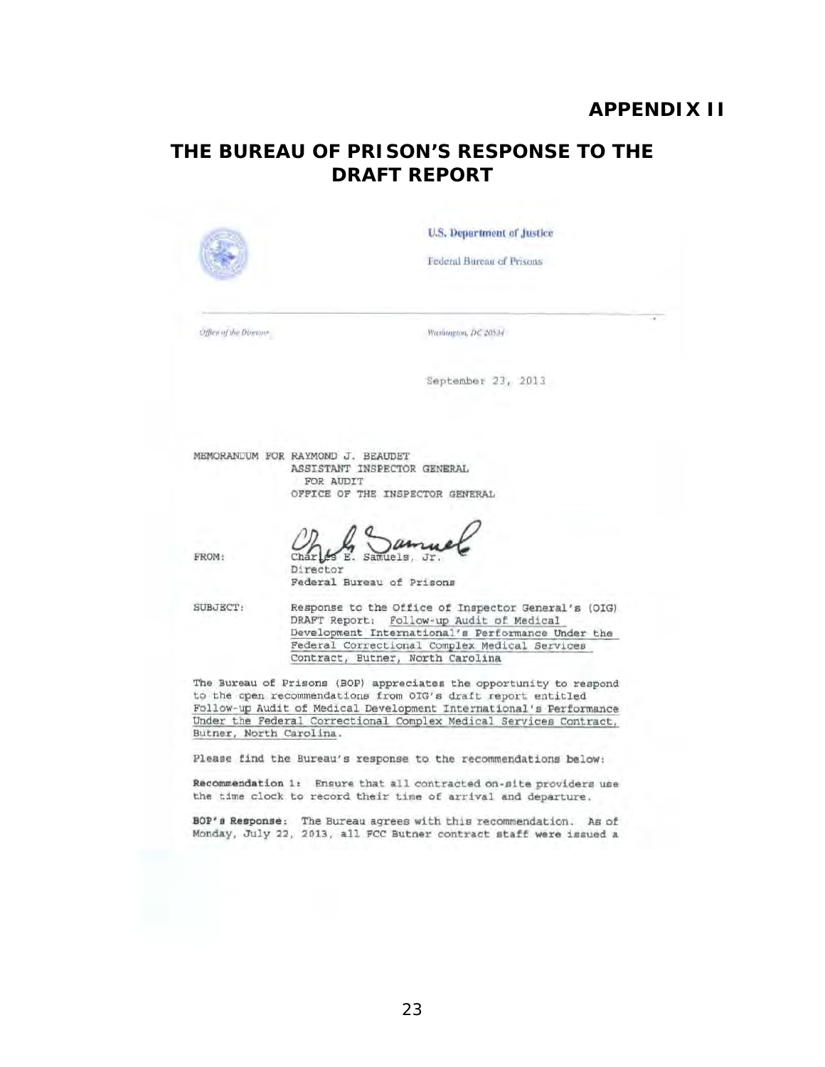**APPENDIX II**

## THE BUREAU OF PRISON'S RESPONSE TO THE DRAFT REPORT

U.S. Department of Justice

Federal Bureau of Prisons

Office of the Director

Washington, DC 20534

September 23, 2013

MEMORANDUM FOR RAYMOND J. BEAUDET
ASSISTANT INSPECTOR GENERAL
FOR AUDIT
OFFICE OF THE INSPECTOR GENERAL

FROM: Charles E. Samuels, Jr.
Director
Federal Bureau of Prisons

SUBJECT: Response to the Office of Inspector General's (OIG) DRAFT Report: Follow-up Audit of Medical Development International's Performance Under the Federal Correctional Complex Medical Services Contract, Butner, North Carolina

The Bureau of Prisons (BOP) appreciates the opportunity to respond to the open recommendations from OIG's draft report entitled Follow-up Audit of Medical Development International's Performance Under the Federal Correctional Complex Medical Services Contract, Butner, North Carolina.

Please find the Bureau's response to the recommendations below:

**Recommendation 1:** Ensure that all contracted on-site providers use the time clock to record their time of arrival and departure.

**BOP's Response:** The Bureau agrees with this recommendation. As of Monday, July 22, 2013, all FCC Butner contract staff were issued a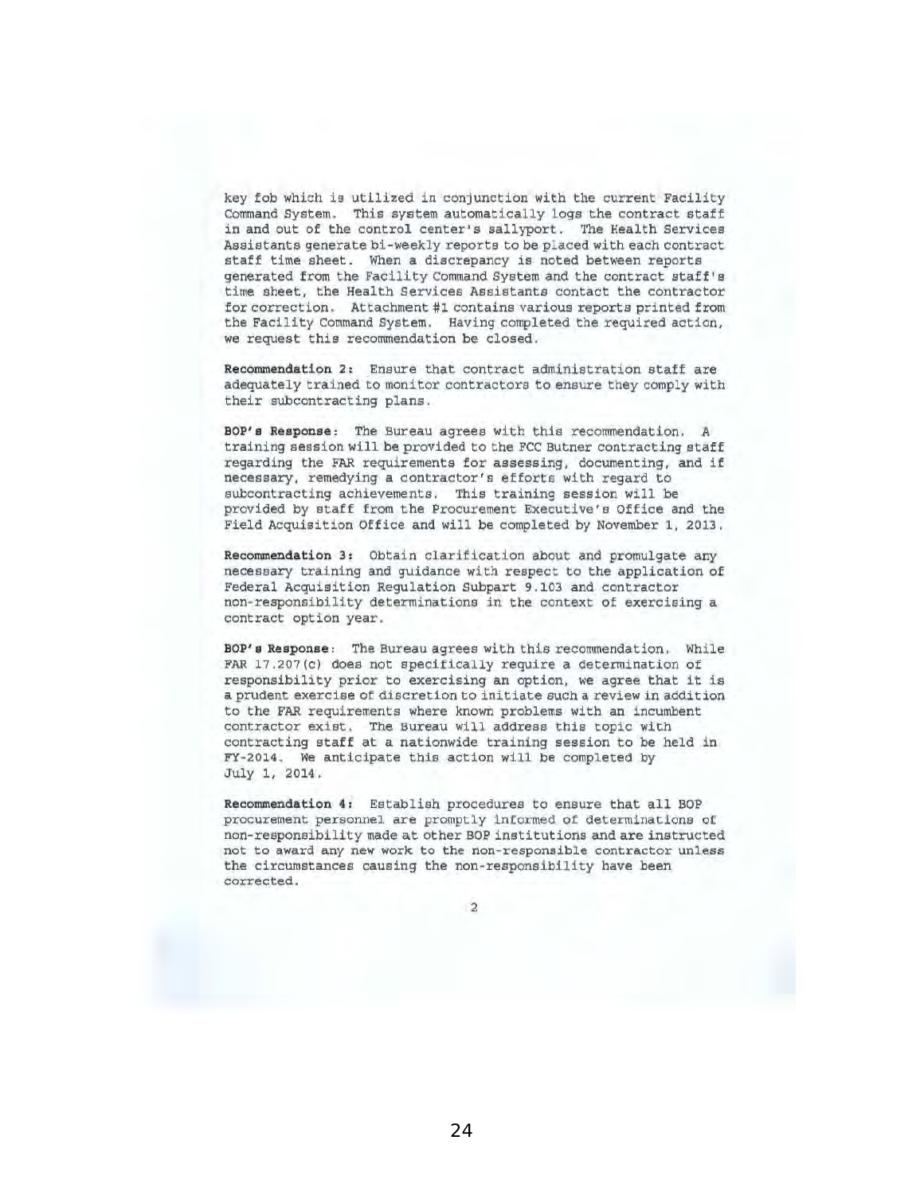key fob which is utilized in conjunction with the current Facility Command System. This system automatically logs the contract staff in and out of the control center's sallyport. The Health Services Assistants generate bi-weekly reports to be placed with each contract staff time sheet. When a discrepancy is noted between reports generated from the Facility Command System and the contract staff's time sheet, the Health Services Assistants contact the contractor for correction. Attachment #1 contains various reports printed from the Facility Command System. Having completed the required action, we request this recommendation be closed.

**Recommendation 2:** Ensure that contract administration staff are adequately trained to monitor contractors to ensure they comply with their subcontracting plans.

**BOP's Response:** The Bureau agrees with this recommendation. A training session will be provided to the FCC Butner contracting staff regarding the FAR requirements for assessing, documenting, and if necessary, remedying a contractor's efforts with regard to subcontracting achievements. This training session will be provided by staff from the Procurement Executive's Office and the Field Acquisition Office and will be completed by November 1, 2013.

**Recommendation 3:** Obtain clarification about and promulgate any necessary training and guidance with respect to the application of Federal Acquisition Regulation Subpart 9.103 and contractor non-responsibility determinations in the context of exercising a contract option year.

**BOP's Response:** The Bureau agrees with this recommendation. While FAR 17.207(c) does not specifically require a determination of responsibility prior to exercising an option, we agree that it is a prudent exercise of discretion to initiate such a review in addition to the FAR requirements where known problems with an incumbent contractor exist. The Bureau will address this topic with contracting staff at a nationwide training session to be held in FY-2014. We anticipate this action will be completed by July 1, 2014.

**Recommendation 4:** Establish procedures to ensure that all BOP procurement personnel are promptly informed of determinations of non-responsibility made at other BOP institutions and are instructed not to award any new work to the non-responsible contractor unless the circumstances causing the non-responsibility have been corrected.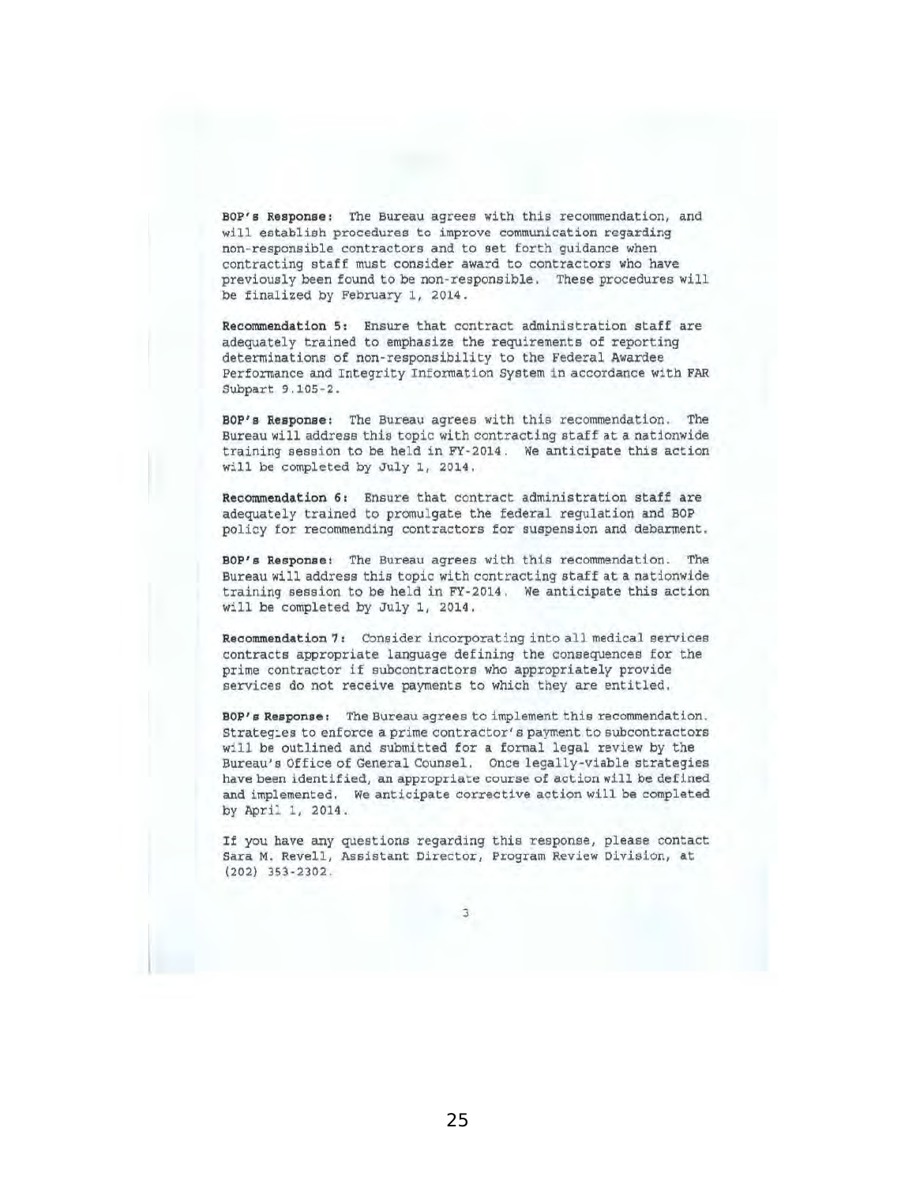**BOP's Response:** The Bureau agrees with this recommendation, and will establish procedures to improve communication regarding non-responsible contractors and to set forth guidance when contracting staff must consider award to contractors who have previously been found to be non-responsible. These procedures will be finalized by February 1, 2014.

**Recommendation 5:** Ensure that contract administration staff are adequately trained to emphasize the requirements of reporting determinations of non-responsibility to the Federal Awardee Performance and Integrity Information System in accordance with FAR Subpart 9.105-2.

**BOP's Response:** The Bureau agrees with this recommendation. The Bureau will address this topic with contracting staff at a nationwide training session to be held in FY-2014. We anticipate this action will be completed by July 1, 2014.

**Recommendation 6:** Ensure that contract administration staff are adequately trained to promulgate the federal regulation and BOP policy for recommending contractors for suspension and debarment.

**BOP's Response:** The Bureau agrees with this recommendation. The Bureau will address this topic with contracting staff at a nationwide training session to be held in FY-2014. We anticipate this action will be completed by July 1, 2014.

**Recommendation 7:** Consider incorporating into all medical services contracts appropriate language defining the consequences for the prime contractor if subcontractors who appropriately provide services do not receive payments to which they are entitled.

**BOP's Response:** The Bureau agrees to implement this recommendation. Strategies to enforce a prime contractor's payment to subcontractors will be outlined and submitted for a formal legal review by the Bureau's Office of General Counsel. Once legally-viable strategies have been identified, an appropriate course of action will be defined and implemented. We anticipate corrective action will be completed by April 1, 2014.

If you have any questions regarding this response, please contact Sara M. Revell, Assistant Director, Program Review Division, at (202) 353-2302.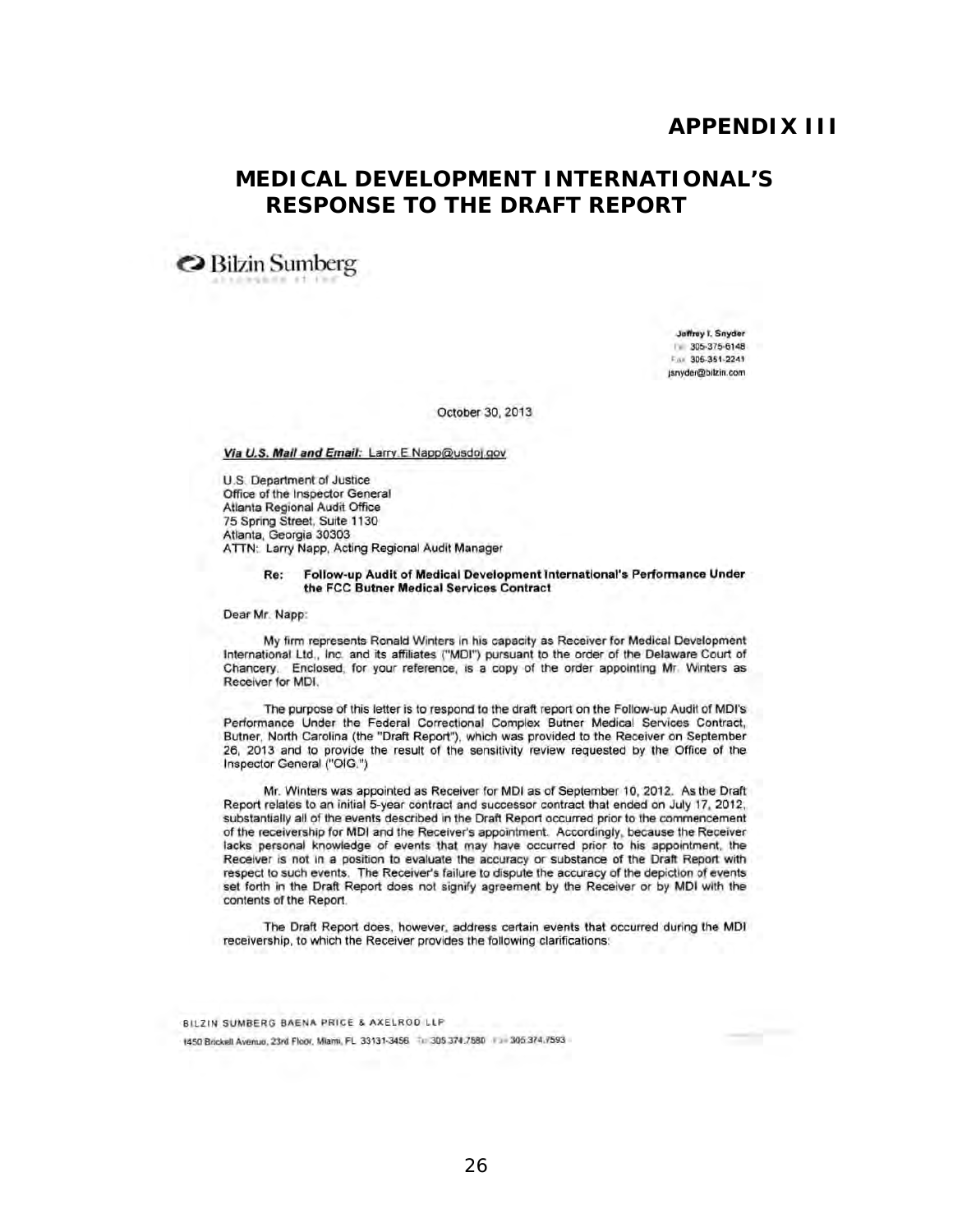# APPENDIX III

## MEDICAL DEVELOPMENT INTERNATIONAL'S RESPONSE TO THE DRAFT REPORT

Bilzin Sumberg

Jeffrey I. Snyder
Tel 305-375-6148
Fax 305-351-2241
jsnyder@bilzin.com

October 30, 2013

***Via U.S. Mail and Email:*** Larry.E.Napp@usdoj.gov

U.S. Department of Justice
Office of the Inspector General
Atlanta Regional Audit Office
75 Spring Street, Suite 1130
Atlanta, Georgia 30303
ATTN: Larry Napp, Acting Regional Audit Manager

**Re: Follow-up Audit of Medical Development International's Performance Under the FCC Butner Medical Services Contract**

Dear Mr. Napp:

My firm represents Ronald Winters in his capacity as Receiver for Medical Development International Ltd., Inc. and its affiliates ("MDI") pursuant to the order of the Delaware Court of Chancery. Enclosed, for your reference, is a copy of the order appointing Mr. Winters as Receiver for MDI.

The purpose of this letter is to respond to the draft report on the Follow-up Audit of MDI's Performance Under the Federal Correctional Complex Butner Medical Services Contract, Butner, North Carolina (the "Draft Report"), which was provided to the Receiver on September 26, 2013 and to provide the result of the sensitivity review requested by the Office of the Inspector General ("OIG.")

Mr. Winters was appointed as Receiver for MDI as of September 10, 2012. As the Draft Report relates to an initial 5-year contract and successor contract that ended on July 17, 2012, substantially all of the events described in the Draft Report occurred prior to the commencement of the receivership for MDI and the Receiver's appointment. Accordingly, because the Receiver lacks personal knowledge of events that may have occurred prior to his appointment, the Receiver is not in a position to evaluate the accuracy or substance of the Draft Report with respect to such events. The Receiver's failure to dispute the accuracy of the depiction of events set forth in the Draft Report does not signify agreement by the Receiver or by MDI with the contents of the Report.

The Draft Report does, however, address certain events that occurred during the MDI receivership, to which the Receiver provides the following clarifications:

BILZIN SUMBERG BAENA PRICE & AXELROD LLP
1450 Brickell Avenue, 23rd Floor, Miami, FL 33131-3456 Tel 305.374.7580 Fax 305.374.7593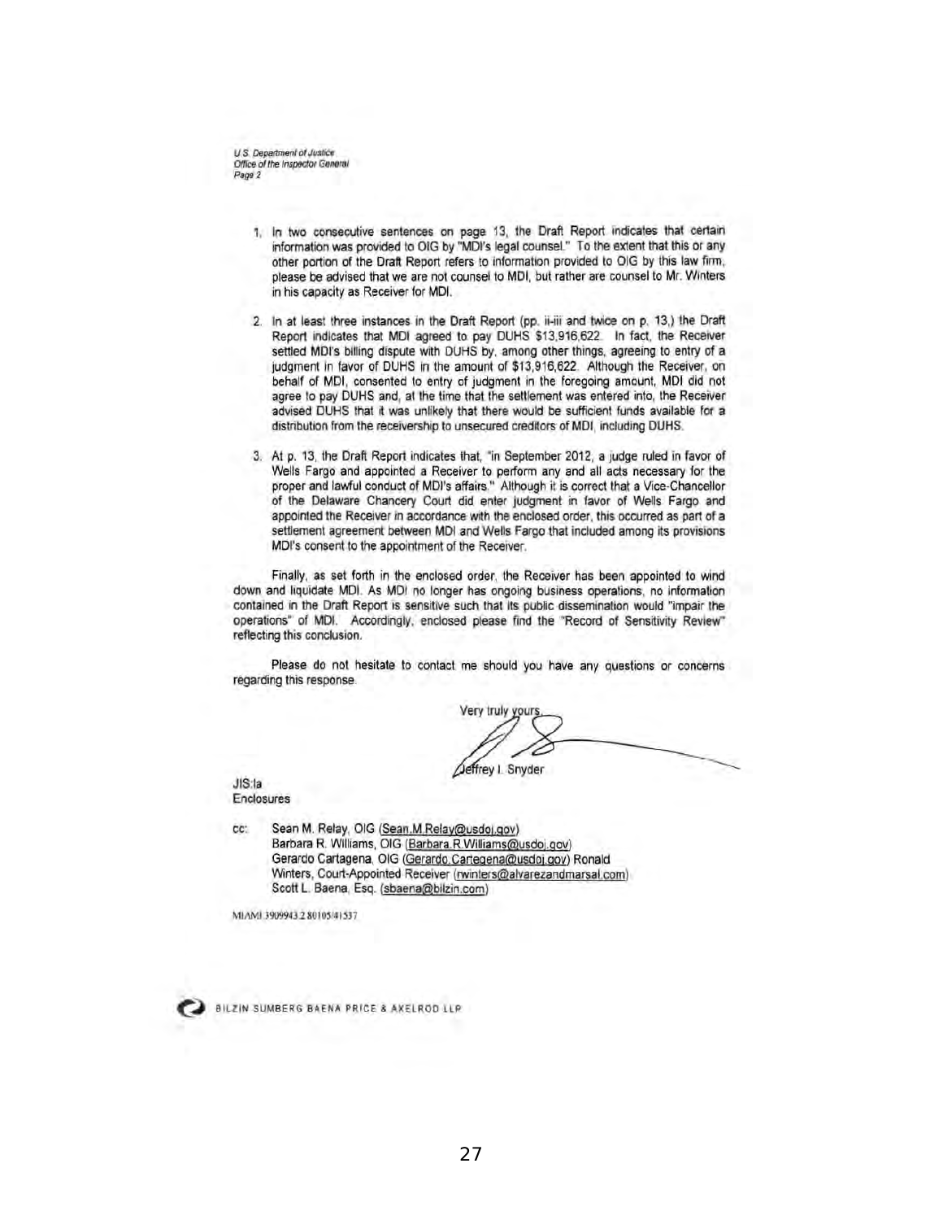1. In two consecutive sentences on page 13, the Draft Report indicates that certain information was provided to OIG by "MDI's legal counsel." To the extent that this or any other portion of the Draft Report refers to information provided to OIG by this law firm, please be advised that we are not counsel to MDI, but rather are counsel to Mr. Winters in his capacity as Receiver for MDI.

2. In at least three instances in the Draft Report (pp. ii-iii and twice on p. 13,) the Draft Report indicates that MDI agreed to pay DUHS $13,916,622. In fact, the Receiver settled MDI's billing dispute with DUHS by, among other things, agreeing to entry of a judgment in favor of DUHS in the amount of $13,916,622. Although the Receiver, on behalf of MDI, consented to entry of judgment in the foregoing amount, MDI did not agree to pay DUHS and, at the time that the settlement was entered into, the Receiver advised DUHS that it was unlikely that there would be sufficient funds available for a distribution from the receivership to unsecured creditors of MDI, including DUHS.

3. At p. 13, the Draft Report indicates that, "in September 2012, a judge ruled in favor of Wells Fargo and appointed a Receiver to perform any and all acts necessary for the proper and lawful conduct of MDI's affairs." Although it is correct that a Vice-Chancellor of the Delaware Chancery Court did enter judgment in favor of Wells Fargo and appointed the Receiver in accordance with the enclosed order, this occurred as part of a settlement agreement between MDI and Wells Fargo that included among its provisions MDI's consent to the appointment of the Receiver.

Finally, as set forth in the enclosed order, the Receiver has been appointed to wind down and liquidate MDI. As MDI no longer has ongoing business operations, no information contained in the Draft Report is sensitive such that its public dissemination would "impair the operations" of MDI. Accordingly, enclosed please find the "Record of Sensitivity Review" reflecting this conclusion.

Please do not hesitate to contact me should you have any questions or concerns regarding this response.

Very truly yours,

Jeffrey I. Snyder

JIS:la
Enclosures

cc: Sean M. Relay, OIG (Sean.M.Relay@usdoj.gov)
Barbara R. Williams, OIG (Barbara.R.Williams@usdoj.gov)
Gerardo Cartagena, OIG (Gerardo.Cartegena@usdoj.gov) Ronald Winters, Court-Appointed Receiver (rwinters@alvarezandmarsal.com)
Scott L. Baena, Esq. (sbaena@bilzin.com)

MIAMI 3909943.2 80105/41537

BILZIN SUMBERG BAENA PRICE & AXELROD LLP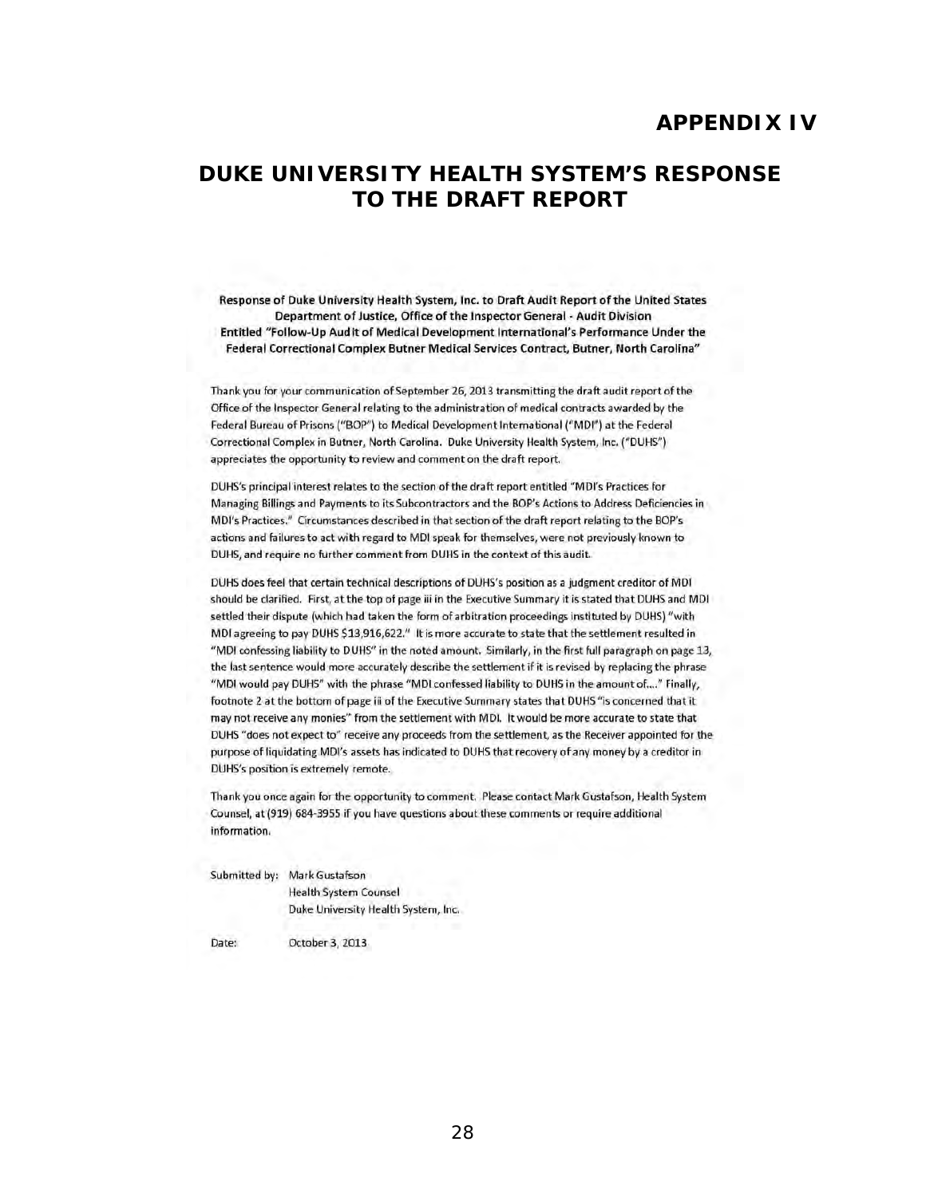# APPENDIX IV

## DUKE UNIVERSITY HEALTH SYSTEM'S RESPONSE TO THE DRAFT REPORT

**Response of Duke University Health System, Inc. to Draft Audit Report of the United States Department of Justice, Office of the Inspector General - Audit Division Entitled "Follow-Up Audit of Medical Development International's Performance Under the Federal Correctional Complex Butner Medical Services Contract, Butner, North Carolina"**

Thank you for your communication of September 26, 2013 transmitting the draft audit report of the Office of the Inspector General relating to the administration of medical contracts awarded by the Federal Bureau of Prisons ("BOP") to Medical Development International ("MDI") at the Federal Correctional Complex in Butner, North Carolina. Duke University Health System, Inc. ("DUHS") appreciates the opportunity to review and comment on the draft report.

DUHS's principal interest relates to the section of the draft report entitled "MDI's Practices for Managing Billings and Payments to its Subcontractors and the BOP's Actions to Address Deficiencies in MDI's Practices." Circumstances described in that section of the draft report relating to the BOP's actions and failures to act with regard to MDI speak for themselves, were not previously known to DUHS, and require no further comment from DUHS in the context of this audit.

DUHS does feel that certain technical descriptions of DUHS's position as a judgment creditor of MDI should be clarified. First, at the top of page iii in the Executive Summary it is stated that DUHS and MDI settled their dispute (which had taken the form of arbitration proceedings instituted by DUHS) "with MDI agreeing to pay DUHS $13,916,622." It is more accurate to state that the settlement resulted in "MDI confessing liability to DUHS" in the noted amount. Similarly, in the first full paragraph on page 13, the last sentence would more accurately describe the settlement if it is revised by replacing the phrase "MDI would pay DUHS" with the phrase "MDI confessed liability to DUHS in the amount of...." Finally, footnote 2 at the bottom of page iii of the Executive Summary states that DUHS "is concerned that it may not receive any monies" from the settlement with MDI. It would be more accurate to state that DUHS "does not expect to" receive any proceeds from the settlement, as the Receiver appointed for the purpose of liquidating MDI's assets has indicated to DUHS that recovery of any money by a creditor in DUHS's position is extremely remote.

Thank you once again for the opportunity to comment. Please contact Mark Gustafson, Health System Counsel, at (919) 684-3955 if you have questions about these comments or require additional information.

Submitted by: Mark Gustafson
Health System Counsel
Duke University Health System, Inc.

Date: October 3, 2013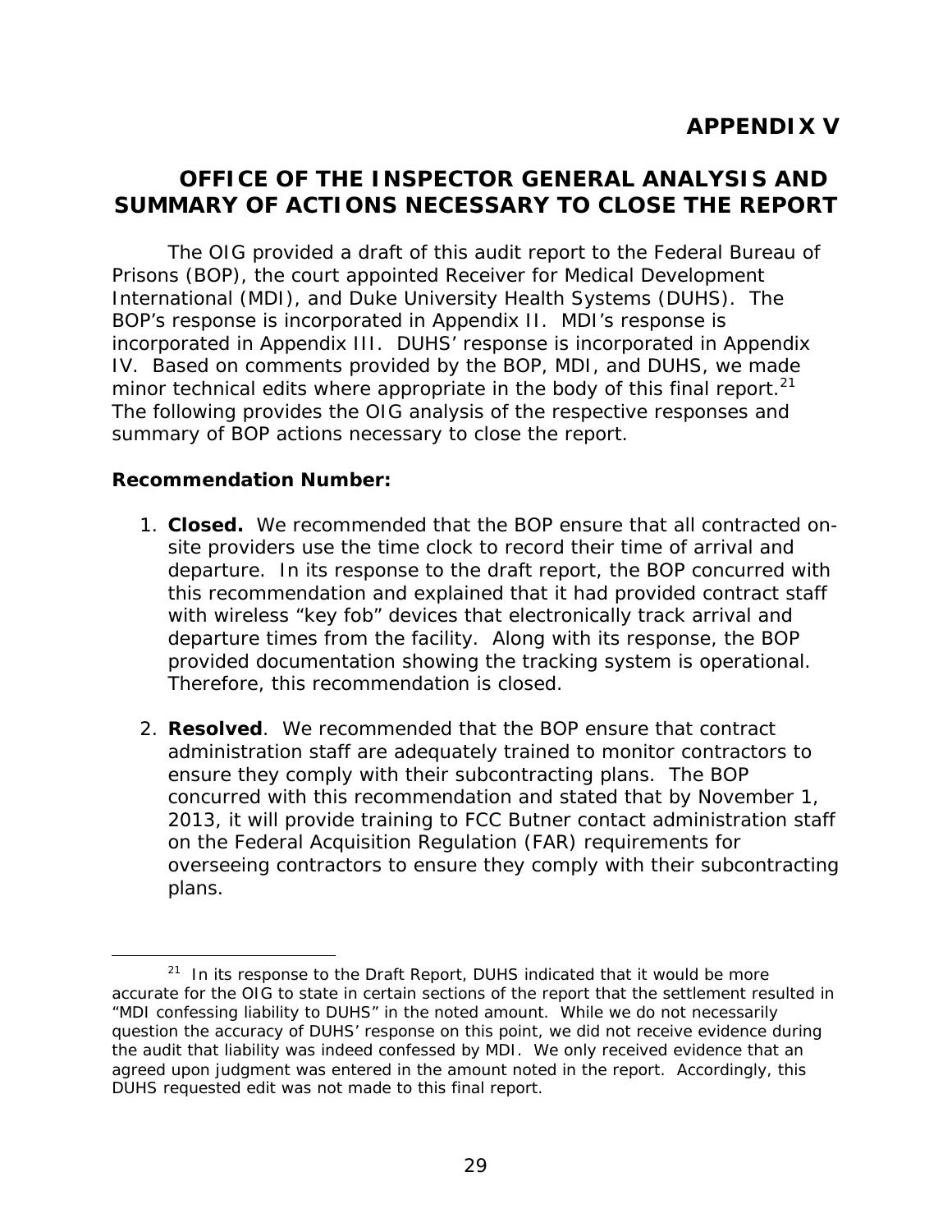# APPENDIX V

## OFFICE OF THE INSPECTOR GENERAL ANALYSIS AND SUMMARY OF ACTIONS NECESSARY TO CLOSE THE REPORT

The OIG provided a draft of this audit report to the Federal Bureau of Prisons (BOP), the court appointed Receiver for Medical Development International (MDI), and Duke University Health Systems (DUHS). The BOP's response is incorporated in Appendix II. MDI's response is incorporated in Appendix III. DUHS' response is incorporated in Appendix IV. Based on comments provided by the BOP, MDI, and DUHS, we made minor technical edits where appropriate in the body of this final report.[21] The following provides the OIG analysis of the respective responses and summary of BOP actions necessary to close the report.

**Recommendation Number:**

1. **Closed.** We recommended that the BOP ensure that all contracted on-site providers use the time clock to record their time of arrival and departure. In its response to the draft report, the BOP concurred with this recommendation and explained that it had provided contract staff with wireless "key fob" devices that electronically track arrival and departure times from the facility. Along with its response, the BOP provided documentation showing the tracking system is operational. Therefore, this recommendation is closed.

2. **Resolved**. We recommended that the BOP ensure that contract administration staff are adequately trained to monitor contractors to ensure they comply with their subcontracting plans. The BOP concurred with this recommendation and stated that by November 1, 2013, it will provide training to FCC Butner contact administration staff on the Federal Acquisition Regulation (FAR) requirements for overseeing contractors to ensure they comply with their subcontracting plans.

[21] In its response to the Draft Report, DUHS indicated that it would be more accurate for the OIG to state in certain sections of the report that the settlement resulted in "MDI confessing liability to DUHS" in the noted amount. While we do not necessarily question the accuracy of DUHS' response on this point, we did not receive evidence during the audit that liability was indeed confessed by MDI. We only received evidence that an agreed upon judgment was entered in the amount noted in the report. Accordingly, this DUHS requested edit was not made to this final report.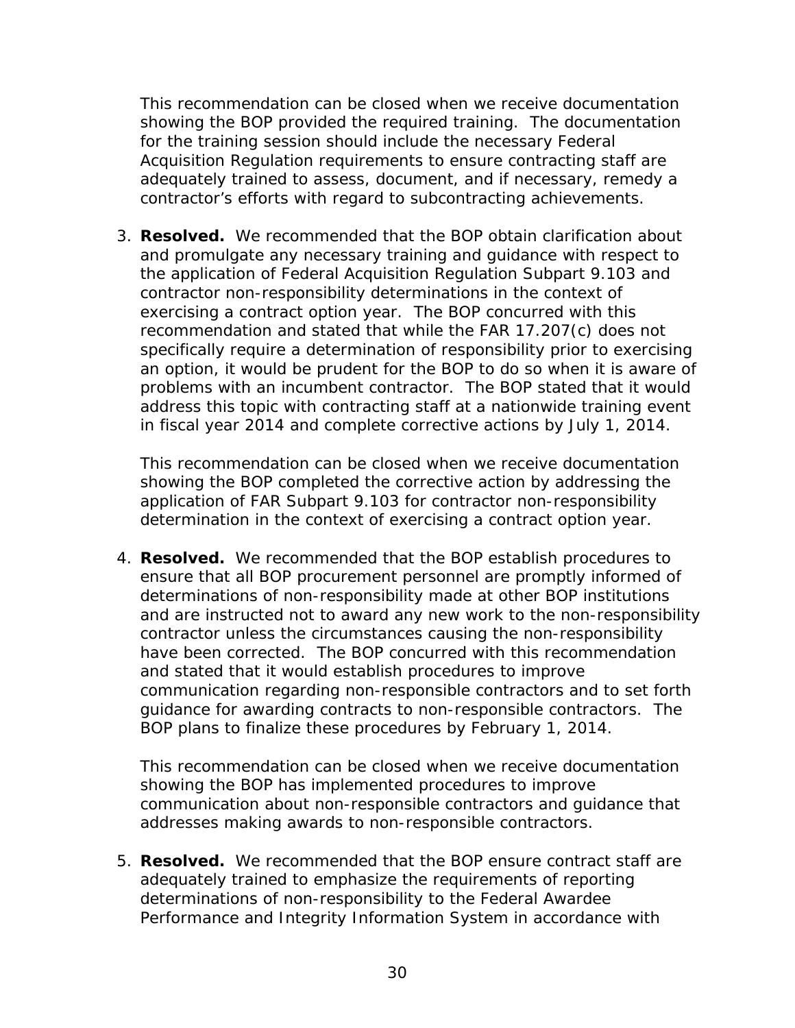This recommendation can be closed when we receive documentation showing the BOP provided the required training. The documentation for the training session should include the necessary Federal Acquisition Regulation requirements to ensure contracting staff are adequately trained to assess, document, and if necessary, remedy a contractor's efforts with regard to subcontracting achievements.

3. **Resolved.** We recommended that the BOP obtain clarification about and promulgate any necessary training and guidance with respect to the application of Federal Acquisition Regulation Subpart 9.103 and contractor non-responsibility determinations in the context of exercising a contract option year. The BOP concurred with this recommendation and stated that while the FAR 17.207(c) does not specifically require a determination of responsibility prior to exercising an option, it would be prudent for the BOP to do so when it is aware of problems with an incumbent contractor. The BOP stated that it would address this topic with contracting staff at a nationwide training event in fiscal year 2014 and complete corrective actions by July 1, 2014.

   This recommendation can be closed when we receive documentation showing the BOP completed the corrective action by addressing the application of FAR Subpart 9.103 for contractor non-responsibility determination in the context of exercising a contract option year.

4. **Resolved.** We recommended that the BOP establish procedures to ensure that all BOP procurement personnel are promptly informed of determinations of non-responsibility made at other BOP institutions and are instructed not to award any new work to the non-responsibility contractor unless the circumstances causing the non-responsibility have been corrected. The BOP concurred with this recommendation and stated that it would establish procedures to improve communication regarding non-responsible contractors and to set forth guidance for awarding contracts to non-responsible contractors. The BOP plans to finalize these procedures by February 1, 2014.

   This recommendation can be closed when we receive documentation showing the BOP has implemented procedures to improve communication about non-responsible contractors and guidance that addresses making awards to non-responsible contractors.

5. **Resolved.** We recommended that the BOP ensure contract staff are adequately trained to emphasize the requirements of reporting determinations of non-responsibility to the Federal Awardee Performance and Integrity Information System in accordance with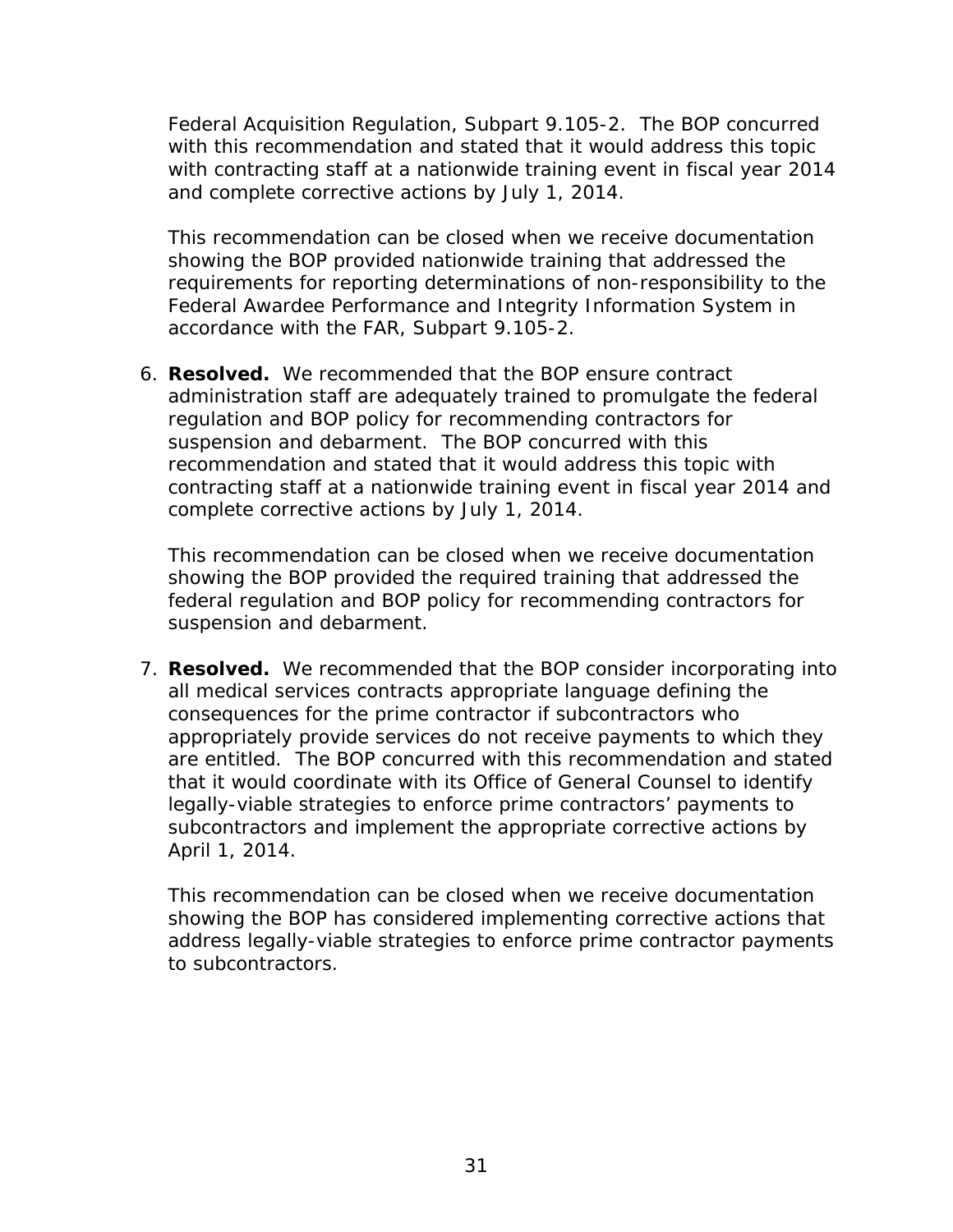Federal Acquisition Regulation, Subpart 9.105-2. The BOP concurred with this recommendation and stated that it would address this topic with contracting staff at a nationwide training event in fiscal year 2014 and complete corrective actions by July 1, 2014.

This recommendation can be closed when we receive documentation showing the BOP provided nationwide training that addressed the requirements for reporting determinations of non-responsibility to the Federal Awardee Performance and Integrity Information System in accordance with the FAR, Subpart 9.105-2.

6. **Resolved.** We recommended that the BOP ensure contract administration staff are adequately trained to promulgate the federal regulation and BOP policy for recommending contractors for suspension and debarment. The BOP concurred with this recommendation and stated that it would address this topic with contracting staff at a nationwide training event in fiscal year 2014 and complete corrective actions by July 1, 2014.

   This recommendation can be closed when we receive documentation showing the BOP provided the required training that addressed the federal regulation and BOP policy for recommending contractors for suspension and debarment.

7. **Resolved.** We recommended that the BOP consider incorporating into all medical services contracts appropriate language defining the consequences for the prime contractor if subcontractors who appropriately provide services do not receive payments to which they are entitled. The BOP concurred with this recommendation and stated that it would coordinate with its Office of General Counsel to identify legally-viable strategies to enforce prime contractors' payments to subcontractors and implement the appropriate corrective actions by April 1, 2014.

   This recommendation can be closed when we receive documentation showing the BOP has considered implementing corrective actions that address legally-viable strategies to enforce prime contractor payments to subcontractors.